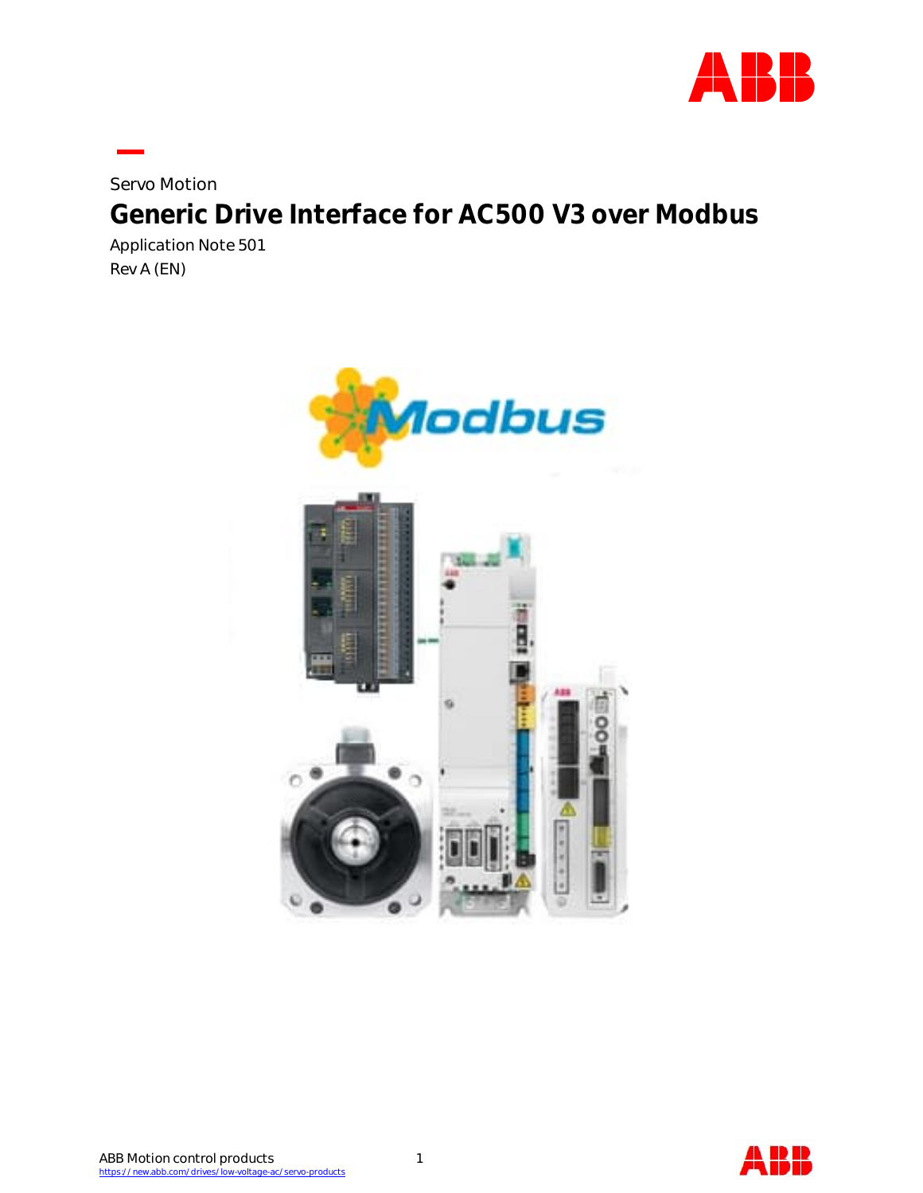Servo Motion

# Generic Drive Interface for AC500 V3 over Modbus

Application Note 501

Rev A (EN)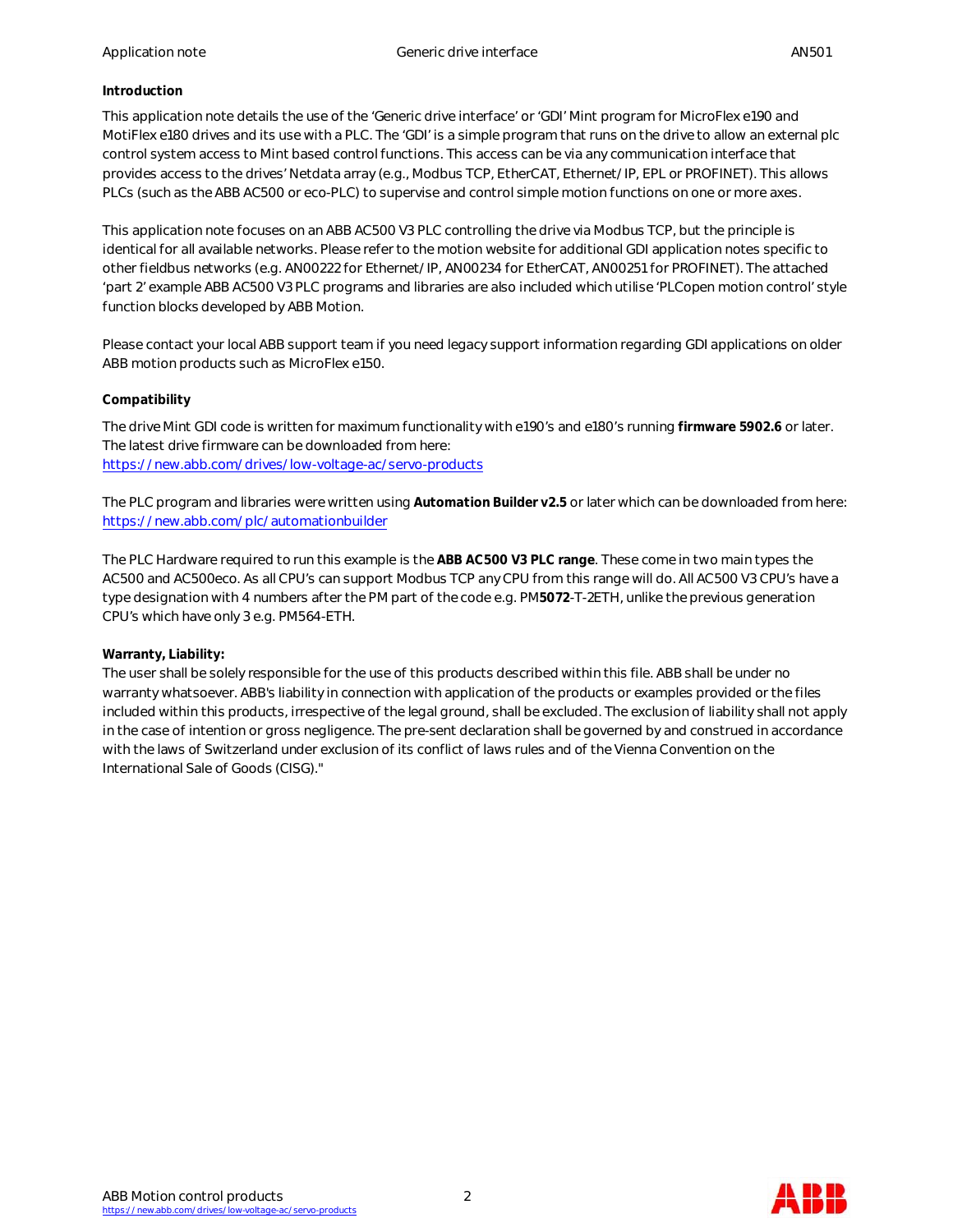**Introduction**

This application note details the use of the 'Generic drive interface' or 'GDI' Mint program for MicroFlex e190 and MotiFlex e180 drives and its use with a PLC. The 'GDI' is a simple program that runs on the drive to allow an external plc control system access to Mint based control functions. This access can be via any communication interface that provides access to the drives' Netdata array (e.g., Modbus TCP, EtherCAT, Ethernet/IP, EPL or PROFINET). This allows PLCs (such as the ABB AC500 or eco-PLC) to supervise and control simple motion functions on one or more axes.

This application note focuses on an ABB AC500 V3 PLC controlling the drive via Modbus TCP, but the principle is identical for all available networks. Please refer to the motion website for additional GDI application notes specific to other fieldbus networks (e.g. AN00222 for Ethernet/IP, AN00234 for EtherCAT, AN00251 for PROFINET). The attached 'part 2' example ABB AC500 V3 PLC programs and libraries are also included which utilise 'PLCopen motion control' style function blocks developed by ABB Motion.

Please contact your local ABB support team if you need legacy support information regarding GDI applications on older ABB motion products such as MicroFlex e150.

**Compatibility**

The drive Mint GDI code is written for maximum functionality with e190's and e180's running **firmware 5902.6** or later. The latest drive firmware can be downloaded from here:
https://new.abb.com/drives/low-voltage-ac/servo-products

The PLC program and libraries were written using **Automation Builder v2.5** or later which can be downloaded from here:
https://new.abb.com/plc/automationbuilder

The PLC Hardware required to run this example is the **ABB AC500 V3 PLC range**. These come in two main types the AC500 and AC500eco. As all CPU's can support Modbus TCP any CPU from this range will do. All AC500 V3 CPU's have a type designation with 4 numbers after the PM part of the code e.g. PM**5072**-T-2ETH, unlike the previous generation CPU's which have only 3 e.g. PM564-ETH.

**Warranty, Liability:**
The user shall be solely responsible for the use of this products described within this file. ABB shall be under no warranty whatsoever. ABB's liability in connection with application of the products or examples provided or the files included within this products, irrespective of the legal ground, shall be excluded. The exclusion of liability shall not apply in the case of intention or gross negligence. The pre-sent declaration shall be governed by and construed in accordance with the laws of Switzerland under exclusion of its conflict of laws rules and of the Vienna Convention on the International Sale of Goods (CISG)."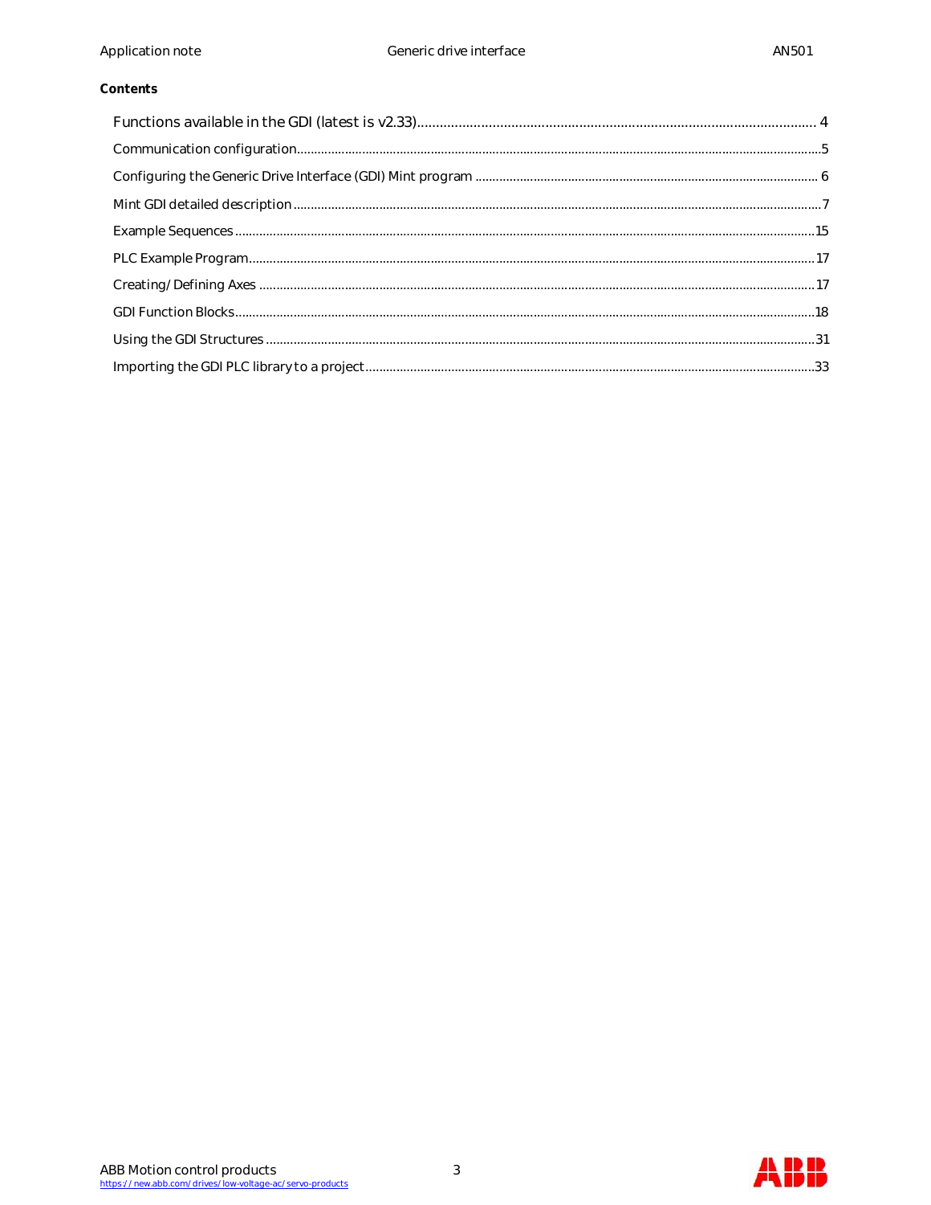**Contents**

Functions available in the GDI (latest is v2.33)........................................................................................... 4

Communication configuration........................................................................................................................5

Configuring the Generic Drive Interface (GDI) Mint program .................................................................................... 6

Mint GDI detailed description..........................................................................................................................7

Example Sequences .......................................................................................................................................15

PLC Example Program....................................................................................................................................17

Creating/Defining Axes .................................................................................................................................17

GDI Function Blocks........................................................................................................................................18

Using the GDI Structures ...............................................................................................................................31

Importing the GDI PLC library to a project...................................................................................................33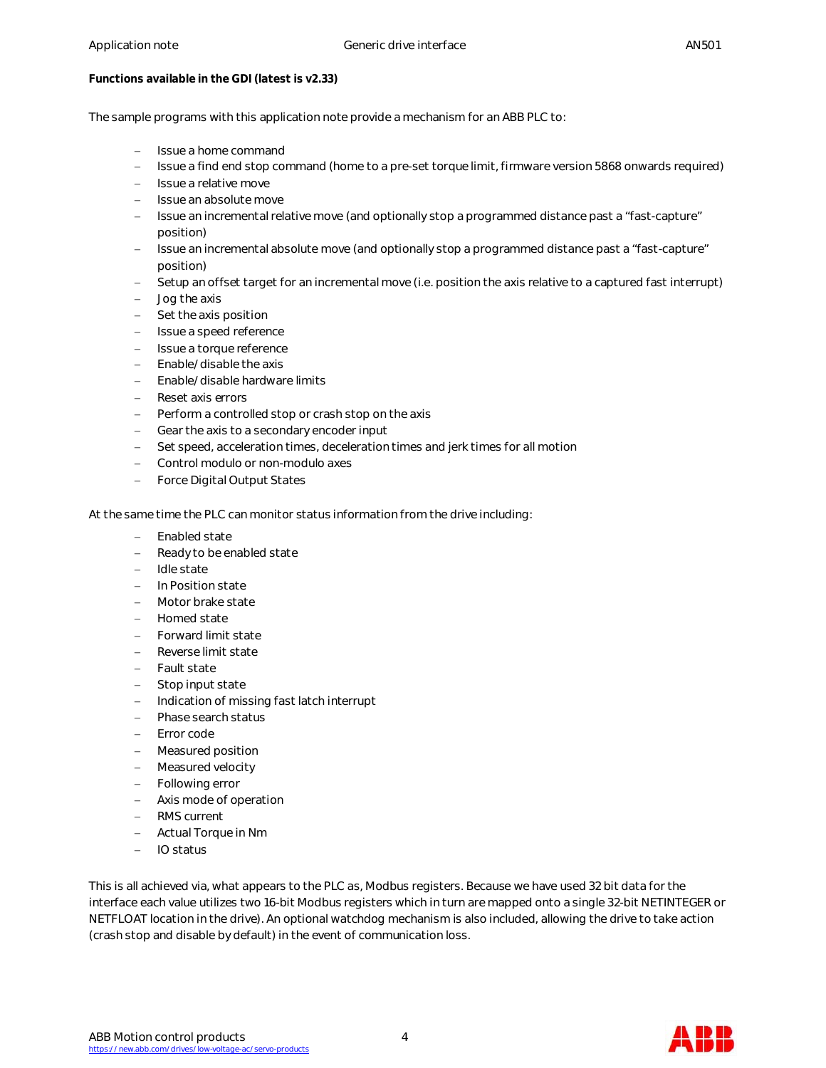**Functions available in the GDI (latest is v2.33)**

The sample programs with this application note provide a mechanism for an ABB PLC to:

- Issue a home command
- Issue a find end stop command (home to a pre-set torque limit, firmware version 5868 onwards required)
- Issue a relative move
- Issue an absolute move
- Issue an incremental relative move (and optionally stop a programmed distance past a "fast-capture" position)
- Issue an incremental absolute move (and optionally stop a programmed distance past a "fast-capture" position)
- Setup an offset target for an incremental move (i.e. position the axis relative to a captured fast interrupt)
- Jog the axis
- Set the axis position
- Issue a speed reference
- Issue a torque reference
- Enable/disable the axis
- Enable/disable hardware limits
- Reset axis errors
- Perform a controlled stop or crash stop on the axis
- Gear the axis to a secondary encoder input
- Set speed, acceleration times, deceleration times and jerk times for all motion
- Control modulo or non-modulo axes
- Force Digital Output States

At the same time the PLC can monitor status information from the drive including:

- Enabled state
- Ready to be enabled state
- Idle state
- In Position state
- Motor brake state
- Homed state
- Forward limit state
- Reverse limit state
- Fault state
- Stop input state
- Indication of missing fast latch interrupt
- Phase search status
- Error code
- Measured position
- Measured velocity
- Following error
- Axis mode of operation
- RMS current
- Actual Torque in Nm
- IO status

This is all achieved via, what appears to the PLC as, Modbus registers. Because we have used 32 bit data for the interface each value utilizes two 16-bit Modbus registers which in turn are mapped onto a single 32-bit NETINTEGER or NETFLOAT location in the drive). An optional watchdog mechanism is also included, allowing the drive to take action (crash stop and disable by default) in the event of communication loss.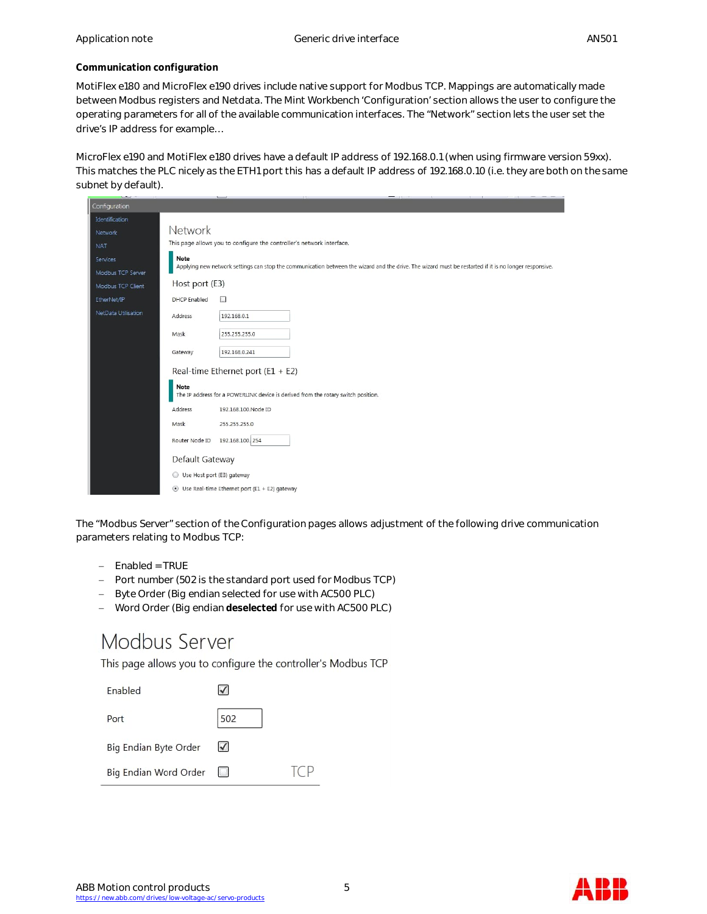**Communication configuration**

MotiFlex e180 and MicroFlex e190 drives include native support for Modbus TCP. Mappings are automatically made between Modbus registers and Netdata. The Mint Workbench 'Configuration' section allows the user to configure the operating parameters for all of the available communication interfaces. The "Network" section lets the user set the drive's IP address for example…

MicroFlex e190 and MotiFlex e180 drives have a default IP address of 192.168.0.1 (when using firmware version 59xx). This matches the PLC nicely as the ETH1 port this has a default IP address of 192.168.0.10 (i.e. they are both on the same subnet by default).

The "Modbus Server" section of the Configuration pages allows adjustment of the following drive communication parameters relating to Modbus TCP:

- Enabled = TRUE
- Port number (502 is the standard port used for Modbus TCP)
- Byte Order (Big endian selected for use with AC500 PLC)
- Word Order (Big endian **deselected** for use with AC500 PLC)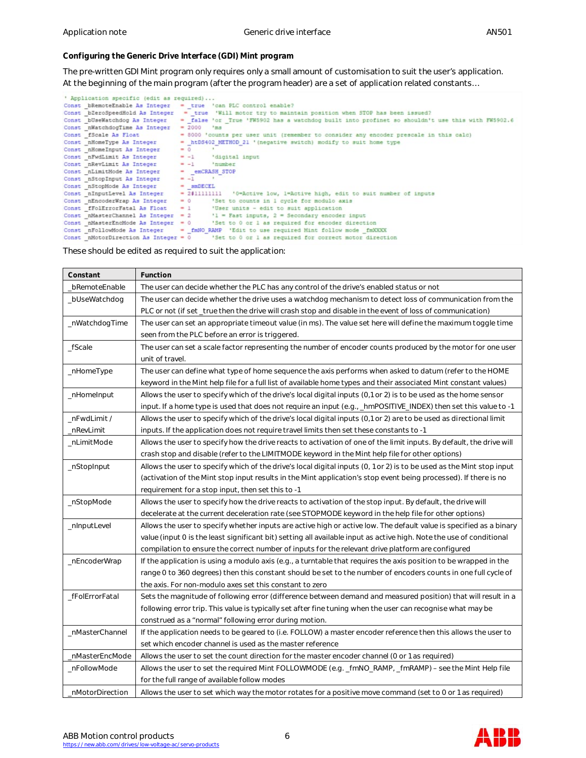**Configuring the Generic Drive Interface (GDI) Mint program**

The pre-written GDI Mint program only requires only a small amount of customisation to suit the user's application. At the beginning of the main program (after the program header) are a set of application related constants…

```
' Application specific (edit as required)...
Const _bRemoteEnable As Integer    = _true  'can PLC control enable?
Const _bZeroSpeedHold As Integer    = _true  'Will motor try to maintain position when STOP has been issued?
Const _bUseWatchdog As Integer     = _false 'or _True 'FW5902 has a watchdog built into profinet so shouldn't use this with FW5902.6
Const _nWatchdogTime As Integer    = 2000  'ms
Const _fScale As Float             = 8000 'counts per user unit (remember to consider any encoder prescale in this calc)
Const _nHomeType As Integer        = _htDS402_METHOD_21 '(negative switch) modify to suit home type
Const _nHomeInput As Integer       = 0     '
Const _nFwdLimit As Integer        = -1    'digital input
Const _nRevLimit As Integer        = -1    'number
Const _nLimitMode As Integer       = _emCRASH_STOP
Const _nStopInput As Integer       = -1    '
Const _nStopMode As Integer        = _smDECEL
Const _nInputLevel As Integer      = 2#11111111   '0=Active low, 1=Active high, edit to suit number of inputs
Const _nEncoderWrap As Integer     = 0     'Set to counts in 1 cycle for modulo axis
Const _fFolErrorFatal As Float     = 1     'User units - edit to suit application
Const _nMasterChannel As Integer   = 2     '1 = Fast inputs, 2 = Secondary encoder input
Const _nMasterEncMode As Integer   = 0     'Set to 0 or 1 as required for encoder direction
Const _nFollowMode As Integer      = _fmNO_RAMP  'Edit to use required Mint follow mode _fmXXXX
Const _nMotorDirection As Integer = 0     'Set to 0 or 1 as required for correct motor direction
```

These should be edited as required to suit the application:

| Constant | Function |
|---|---|
| _bRemoteEnable | The user can decide whether the PLC has any control of the drive's enabled status or not |
| _bUseWatchdog | The user can decide whether the drive uses a watchdog mechanism to detect loss of communication from the PLC or not (if set _true then the drive will crash stop and disable in the event of loss of communication) |
| _nWatchdogTime | The user can set an appropriate timeout value (in ms). The value set here will define the maximum toggle time seen from the PLC before an error is triggered. |
| _fScale | The user can set a scale factor representing the number of encoder counts produced by the motor for one user unit of travel. |
| _nHomeType | The user can define what type of home sequence the axis performs when asked to datum (refer to the HOME keyword in the Mint help file for a full list of available home types and their associated Mint constant values) |
| _nHomeInput | Allows the user to specify which of the drive's local digital inputs (0,1 or 2) is to be used as the home sensor input. If a home type is used that does not require an input (e.g., _hmPOSITIVE_INDEX) then set this value to -1 |
| _nFwdLimit / _nRevLimit | Allows the user to specify which of the drive's local digital inputs (0,1 or 2) are to be used as directional limit inputs. If the application does not require travel limits then set these constants to -1 |
| _nLimitMode | Allows the user to specify how the drive reacts to activation of one of the limit inputs. By default, the drive will crash stop and disable (refer to the LIMITMODE keyword in the Mint help file for other options) |
| _nStopInput | Allows the user to specify which of the drive's local digital inputs (0, 1 or 2) is to be used as the Mint stop input (activation of the Mint stop input results in the Mint application's stop event being processed). If there is no requirement for a stop input, then set this to -1 |
| _nStopMode | Allows the user to specify how the drive reacts to activation of the stop input. By default, the drive will decelerate at the current deceleration rate (see STOPMODE keyword in the help file for other options) |
| _nInputLevel | Allows the user to specify whether inputs are active high or active low. The default value is specified as a binary value (input 0 is the least significant bit) setting all available input as active high. Note the use of conditional compilation to ensure the correct number of inputs for the relevant drive platform are configured |
| _nEncoderWrap | If the application is using a modulo axis (e.g., a turntable that requires the axis position to be wrapped in the range 0 to 360 degrees) then this constant should be set to the number of encoders counts in one full cycle of the axis. For non-modulo axes set this constant to zero |
| _fFolErrorFatal | Sets the magnitude of following error (difference between demand and measured position) that will result in a following error trip. This value is typically set after fine tuning when the user can recognise what may be construed as a "normal" following error during motion. |
| _nMasterChannel | If the application needs to be geared to (i.e. FOLLOW) a master encoder reference then this allows the user to set which encoder channel is used as the master reference |
| _nMasterEncMode | Allows the user to set the count direction for the master encoder channel (0 or 1 as required) |
| _nFollowMode | Allows the user to set the required Mint FOLLOWMODE (e.g. _fmNO_RAMP, _fmRAMP) – see the Mint Help file for the full range of available follow modes |
| _nMotorDirection | Allows the user to set which way the motor rotates for a positive move command (set to 0 or 1 as required) |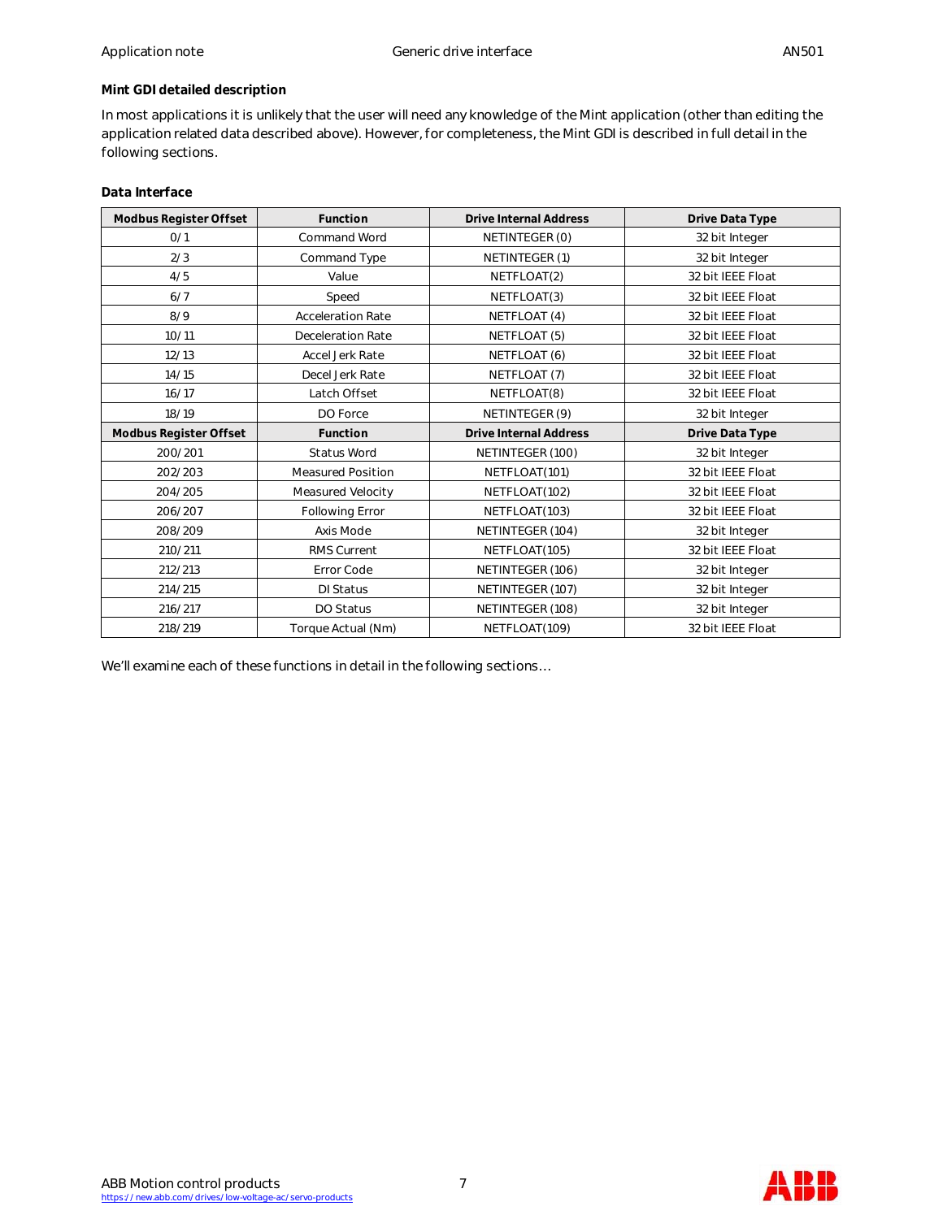**Mint GDI detailed description**

In most applications it is unlikely that the user will need any knowledge of the Mint application (other than editing the application related data described above). However, for completeness, the Mint GDI is described in full detail in the following sections.

**Data Interface**

| Modbus Register Offset | Function | Drive Internal Address | Drive Data Type |
|---|---|---|---|
| 0/1 | Command Word | NETINTEGER (0) | 32 bit Integer |
| 2/3 | Command Type | NETINTEGER (1) | 32 bit Integer |
| 4/5 | Value | NETFLOAT(2) | 32 bit IEEE Float |
| 6/7 | Speed | NETFLOAT(3) | 32 bit IEEE Float |
| 8/9 | Acceleration Rate | NETFLOAT (4) | 32 bit IEEE Float |
| 10/11 | Deceleration Rate | NETFLOAT (5) | 32 bit IEEE Float |
| 12/13 | Accel Jerk Rate | NETFLOAT (6) | 32 bit IEEE Float |
| 14/15 | Decel Jerk Rate | NETFLOAT (7) | 32 bit IEEE Float |
| 16/17 | Latch Offset | NETFLOAT(8) | 32 bit IEEE Float |
| 18/19 | DO Force | NETINTEGER (9) | 32 bit Integer |
| **Modbus Register Offset** | **Function** | **Drive Internal Address** | **Drive Data Type** |
| 200/201 | Status Word | NETINTEGER (100) | 32 bit Integer |
| 202/203 | Measured Position | NETFLOAT(101) | 32 bit IEEE Float |
| 204/205 | Measured Velocity | NETFLOAT(102) | 32 bit IEEE Float |
| 206/207 | Following Error | NETFLOAT(103) | 32 bit IEEE Float |
| 208/209 | Axis Mode | NETINTEGER (104) | 32 bit Integer |
| 210/211 | RMS Current | NETFLOAT(105) | 32 bit IEEE Float |
| 212/213 | Error Code | NETINTEGER (106) | 32 bit Integer |
| 214/215 | DI Status | NETINTEGER (107) | 32 bit Integer |
| 216/217 | DO Status | NETINTEGER (108) | 32 bit Integer |
| 218/219 | Torque Actual (Nm) | NETFLOAT(109) | 32 bit IEEE Float |

We'll examine each of these functions in detail in the following sections…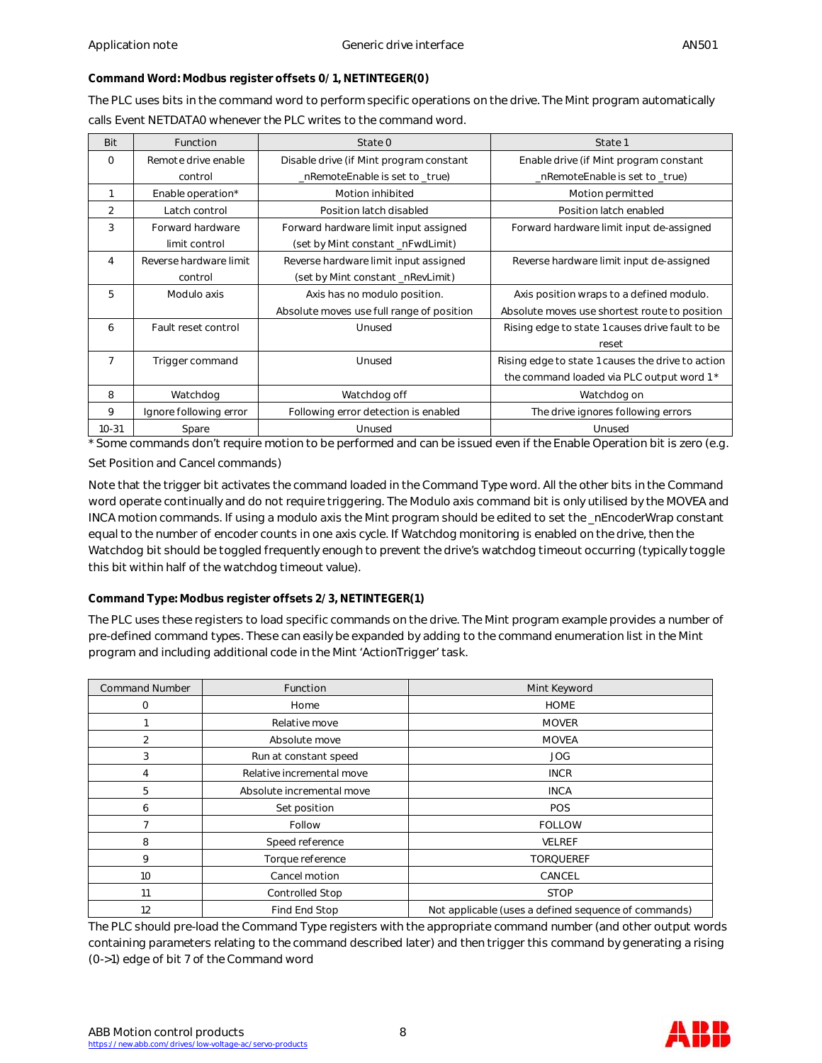**Command Word: Modbus register offsets 0/1, NETINTEGER(0)**

The PLC uses bits in the command word to perform specific operations on the drive. The Mint program automatically calls Event NETDATA0 whenever the PLC writes to the command word.

| Bit | Function | State 0 | State 1 |
|---|---|---|---|
| 0 | Remote drive enable control | Disable drive (if Mint program constant _nRemoteEnable is set to _true) | Enable drive (if Mint program constant _nRemoteEnable is set to _true) |
| 1 | Enable operation* | Motion inhibited | Motion permitted |
| 2 | Latch control | Position latch disabled | Position latch enabled |
| 3 | Forward hardware limit control | Forward hardware limit input assigned (set by Mint constant _nFwdLimit) | Forward hardware limit input de-assigned |
| 4 | Reverse hardware limit control | Reverse hardware limit input assigned (set by Mint constant _nRevLimit) | Reverse hardware limit input de-assigned |
| 5 | Modulo axis | Axis has no modulo position. Absolute moves use full range of position | Axis position wraps to a defined modulo. Absolute moves use shortest route to position |
| 6 | Fault reset control | Unused | Rising edge to state 1 causes drive fault to be reset |
| 7 | Trigger command | Unused | Rising edge to state 1 causes the drive to action the command loaded via PLC output word 1* |
| 8 | Watchdog | Watchdog off | Watchdog on |
| 9 | Ignore following error | Following error detection is enabled | The drive ignores following errors |
| 10-31 | Spare | Unused | Unused |

* Some commands don't require motion to be performed and can be issued even if the Enable Operation bit is zero (e.g. Set Position and Cancel commands)

Note that the trigger bit activates the command loaded in the Command Type word. All the other bits in the Command word operate continually and do not require triggering. The Modulo axis command bit is only utilised by the MOVEA and INCA motion commands. If using a modulo axis the Mint program should be edited to set the _nEncoderWrap constant equal to the number of encoder counts in one axis cycle. If Watchdog monitoring is enabled on the drive, then the Watchdog bit should be toggled frequently enough to prevent the drive's watchdog timeout occurring (typically toggle this bit within half of the watchdog timeout value).

**Command Type: Modbus register offsets 2/3, NETINTEGER(1)**

The PLC uses these registers to load specific commands on the drive. The Mint program example provides a number of pre-defined command types. These can easily be expanded by adding to the command enumeration list in the Mint program and including additional code in the Mint 'ActionTrigger' task.

| Command Number | Function | Mint Keyword |
|---|---|---|
| 0 | Home | HOME |
| 1 | Relative move | MOVER |
| 2 | Absolute move | MOVEA |
| 3 | Run at constant speed | JOG |
| 4 | Relative incremental move | INCR |
| 5 | Absolute incremental move | INCA |
| 6 | Set position | POS |
| 7 | Follow | FOLLOW |
| 8 | Speed reference | VELREF |
| 9 | Torque reference | TORQUEREF |
| 10 | Cancel motion | CANCEL |
| 11 | Controlled Stop | STOP |
| 12 | Find End Stop | Not applicable (uses a defined sequence of commands) |

The PLC should pre-load the Command Type registers with the appropriate command number (and other output words containing parameters relating to the command described later) and then trigger this command by generating a rising (0->1) edge of bit 7 of the Command word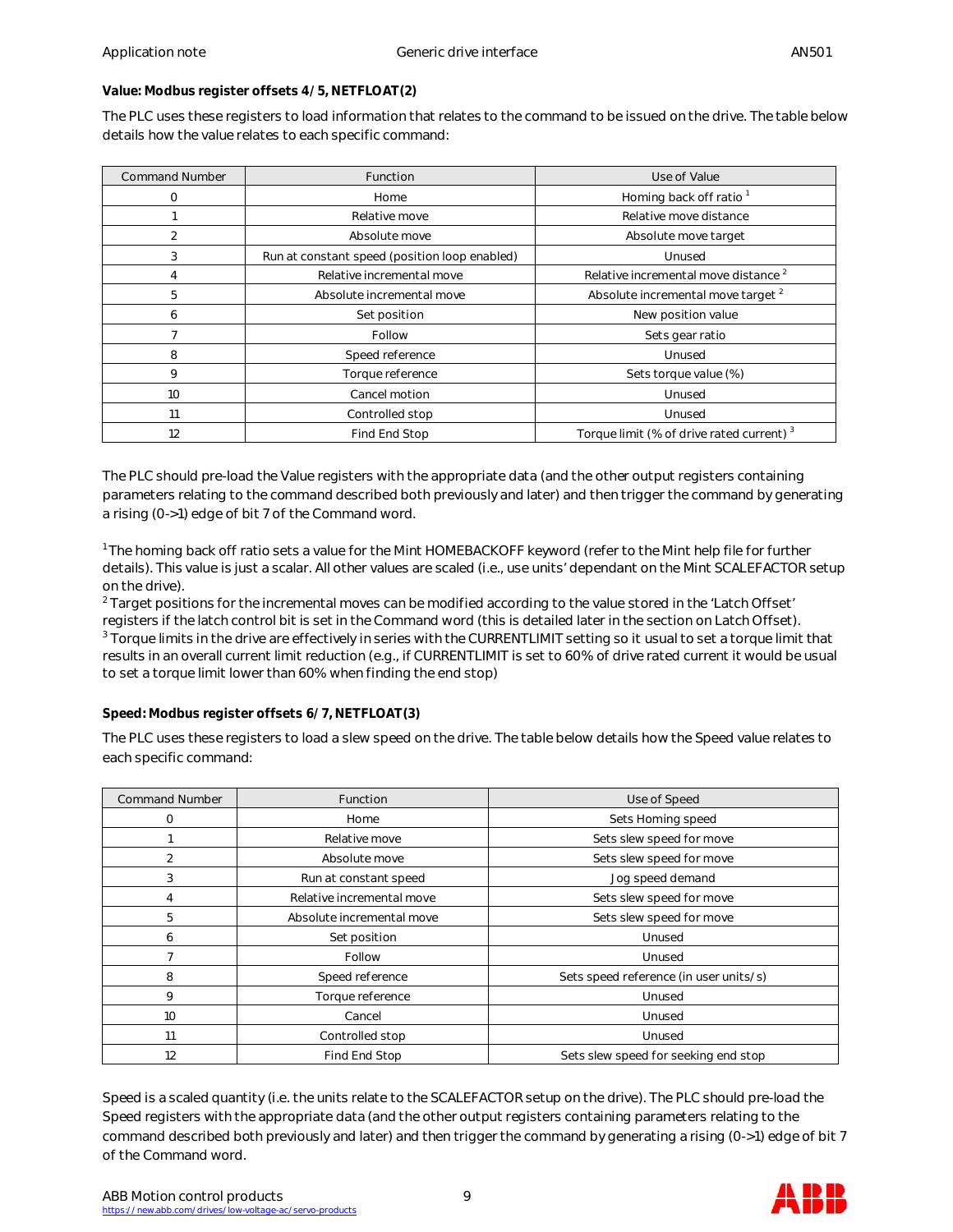**Value: Modbus register offsets 4/5, NETFLOAT(2)**

The PLC uses these registers to load information that relates to the command to be issued on the drive. The table below details how the value relates to each specific command:

| Command Number | Function | Use of Value |
|---|---|---|
| 0 | Home | Homing back off ratio [1] |
| 1 | Relative move | Relative move distance |
| 2 | Absolute move | Absolute move target |
| 3 | Run at constant speed (position loop enabled) | Unused |
| 4 | Relative incremental move | Relative incremental move distance [2] |
| 5 | Absolute incremental move | Absolute incremental move target [2] |
| 6 | Set position | New position value |
| 7 | Follow | Sets gear ratio |
| 8 | Speed reference | Unused |
| 9 | Torque reference | Sets torque value (%) |
| 10 | Cancel motion | Unused |
| 11 | Controlled stop | Unused |
| 12 | Find End Stop | Torque limit (% of drive rated current) [3] |

The PLC should pre-load the Value registers with the appropriate data (and the other output registers containing parameters relating to the command described both previously and later) and then trigger the command by generating a rising (0->1) edge of bit 7 of the Command word.

[1] The homing back off ratio sets a value for the Mint HOMEBACKOFF keyword (refer to the Mint help file for further details). This value is just a scalar. All other values are scaled (i.e., use units' dependant on the Mint SCALEFACTOR setup on the drive).
[2] Target positions for the incremental moves can be modified according to the value stored in the 'Latch Offset' registers if the latch control bit is set in the Command word (this is detailed later in the section on Latch Offset).
[3] Torque limits in the drive are effectively in series with the CURRENTLIMIT setting so it usual to set a torque limit that results in an overall current limit reduction (e.g., if CURRENTLIMIT is set to 60% of drive rated current it would be usual to set a torque limit lower than 60% when finding the end stop)

**Speed: Modbus register offsets 6/7, NETFLOAT(3)**

The PLC uses these registers to load a slew speed on the drive. The table below details how the Speed value relates to each specific command:

| Command Number | Function | Use of Speed |
|---|---|---|
| 0 | Home | Sets Homing speed |
| 1 | Relative move | Sets slew speed for move |
| 2 | Absolute move | Sets slew speed for move |
| 3 | Run at constant speed | Jog speed demand |
| 4 | Relative incremental move | Sets slew speed for move |
| 5 | Absolute incremental move | Sets slew speed for move |
| 6 | Set position | Unused |
| 7 | Follow | Unused |
| 8 | Speed reference | Sets speed reference (in user units/s) |
| 9 | Torque reference | Unused |
| 10 | Cancel | Unused |
| 11 | Controlled stop | Unused |
| 12 | Find End Stop | Sets slew speed for seeking end stop |

Speed is a scaled quantity (i.e. the units relate to the SCALEFACTOR setup on the drive). The PLC should pre-load the Speed registers with the appropriate data (and the other output registers containing parameters relating to the command described both previously and later) and then trigger the command by generating a rising (0->1) edge of bit 7 of the Command word.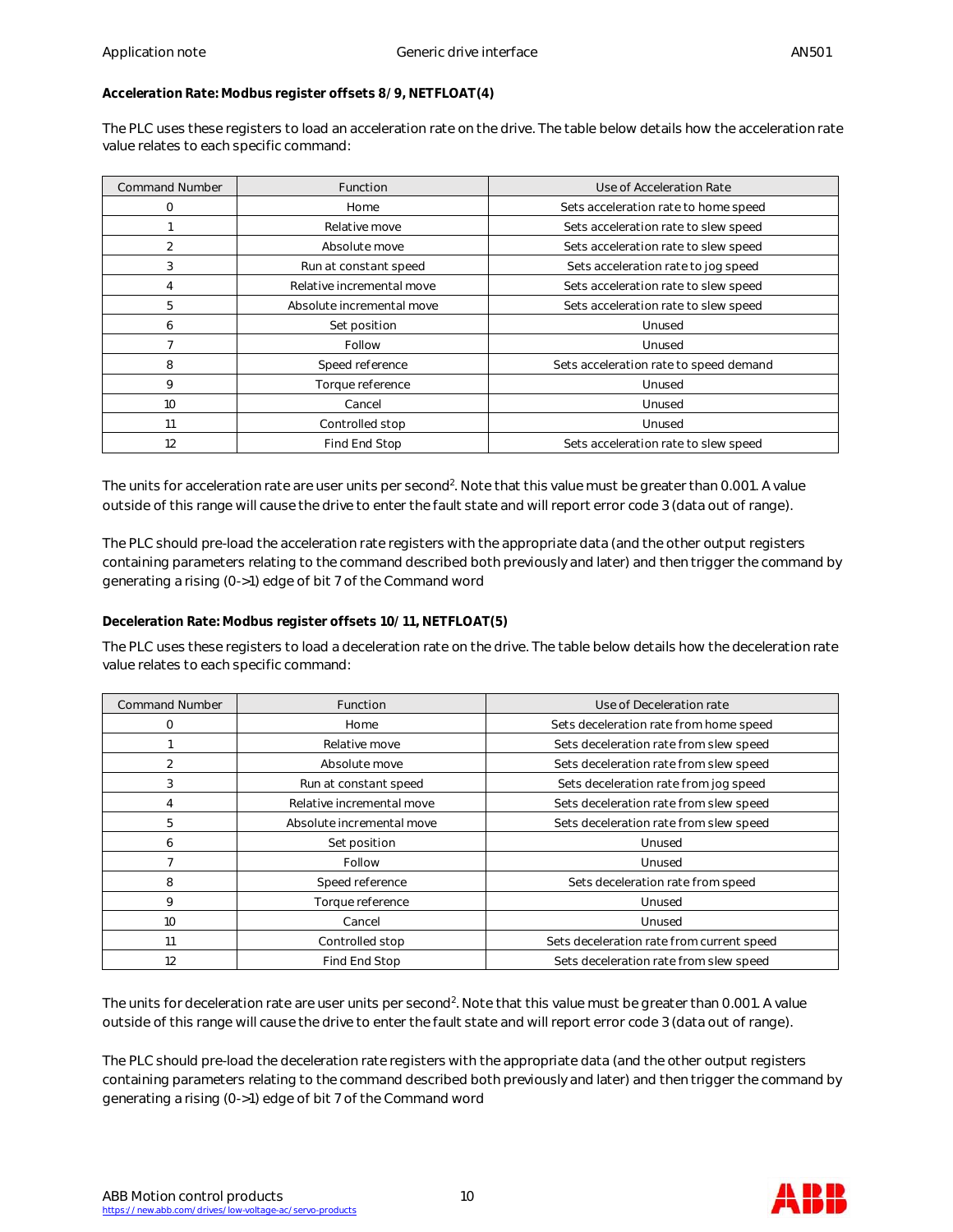**Acceleration Rate: Modbus register offsets 8/9, NETFLOAT(4)**

The PLC uses these registers to load an acceleration rate on the drive. The table below details how the acceleration rate value relates to each specific command:

| Command Number | Function | Use of Acceleration Rate |
|---|---|---|
| 0 | Home | Sets acceleration rate to home speed |
| 1 | Relative move | Sets acceleration rate to slew speed |
| 2 | Absolute move | Sets acceleration rate to slew speed |
| 3 | Run at constant speed | Sets acceleration rate to jog speed |
| 4 | Relative incremental move | Sets acceleration rate to slew speed |
| 5 | Absolute incremental move | Sets acceleration rate to slew speed |
| 6 | Set position | Unused |
| 7 | Follow | Unused |
| 8 | Speed reference | Sets acceleration rate to speed demand |
| 9 | Torque reference | Unused |
| 10 | Cancel | Unused |
| 11 | Controlled stop | Unused |
| 12 | Find End Stop | Sets acceleration rate to slew speed |

The units for acceleration rate are user units per second$^2$. Note that this value must be greater than 0.001. A value outside of this range will cause the drive to enter the fault state and will report error code 3 (data out of range).

The PLC should pre-load the acceleration rate registers with the appropriate data (and the other output registers containing parameters relating to the command described both previously and later) and then trigger the command by generating a rising (0->1) edge of bit 7 of the Command word

**Deceleration Rate: Modbus register offsets 10/11, NETFLOAT(5)**

The PLC uses these registers to load a deceleration rate on the drive. The table below details how the deceleration rate value relates to each specific command:

| Command Number | Function | Use of Deceleration rate |
|---|---|---|
| 0 | Home | Sets deceleration rate from home speed |
| 1 | Relative move | Sets deceleration rate from slew speed |
| 2 | Absolute move | Sets deceleration rate from slew speed |
| 3 | Run at constant speed | Sets deceleration rate from jog speed |
| 4 | Relative incremental move | Sets deceleration rate from slew speed |
| 5 | Absolute incremental move | Sets deceleration rate from slew speed |
| 6 | Set position | Unused |
| 7 | Follow | Unused |
| 8 | Speed reference | Sets deceleration rate from speed |
| 9 | Torque reference | Unused |
| 10 | Cancel | Unused |
| 11 | Controlled stop | Sets deceleration rate from current speed |
| 12 | Find End Stop | Sets deceleration rate from slew speed |

The units for deceleration rate are user units per second$^2$. Note that this value must be greater than 0.001. A value outside of this range will cause the drive to enter the fault state and will report error code 3 (data out of range).

The PLC should pre-load the deceleration rate registers with the appropriate data (and the other output registers containing parameters relating to the command described both previously and later) and then trigger the command by generating a rising (0->1) edge of bit 7 of the Command word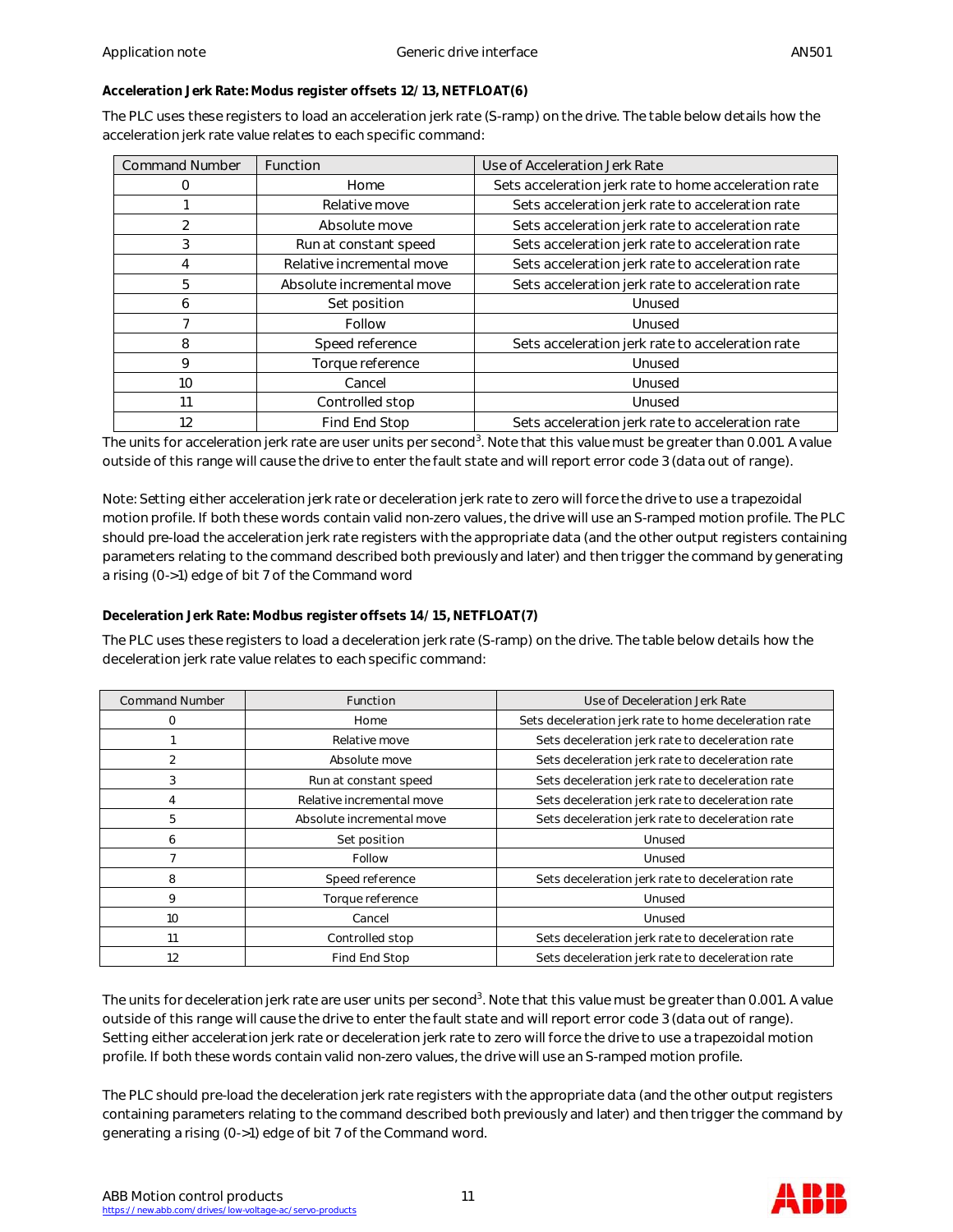**Acceleration Jerk Rate: Modus register offsets 12/13, NETFLOAT(6)**

The PLC uses these registers to load an acceleration jerk rate (S-ramp) on the drive. The table below details how the acceleration jerk rate value relates to each specific command:

| Command Number | Function | Use of Acceleration Jerk Rate |
|---|---|---|
| 0 | Home | Sets acceleration jerk rate to home acceleration rate |
| 1 | Relative move | Sets acceleration jerk rate to acceleration rate |
| 2 | Absolute move | Sets acceleration jerk rate to acceleration rate |
| 3 | Run at constant speed | Sets acceleration jerk rate to acceleration rate |
| 4 | Relative incremental move | Sets acceleration jerk rate to acceleration rate |
| 5 | Absolute incremental move | Sets acceleration jerk rate to acceleration rate |
| 6 | Set position | Unused |
| 7 | Follow | Unused |
| 8 | Speed reference | Sets acceleration jerk rate to acceleration rate |
| 9 | Torque reference | Unused |
| 10 | Cancel | Unused |
| 11 | Controlled stop | Unused |
| 12 | Find End Stop | Sets acceleration jerk rate to acceleration rate |

The units for acceleration jerk rate are user units per second$^3$. Note that this value must be greater than 0.001. A value outside of this range will cause the drive to enter the fault state and will report error code 3 (data out of range).

Note: Setting either acceleration jerk rate or deceleration jerk rate to zero will force the drive to use a trapezoidal motion profile. If both these words contain valid non-zero values, the drive will use an S-ramped motion profile. The PLC should pre-load the acceleration jerk rate registers with the appropriate data (and the other output registers containing parameters relating to the command described both previously and later) and then trigger the command by generating a rising (0->1) edge of bit 7 of the Command word

**Deceleration Jerk Rate: Modbus register offsets 14/15, NETFLOAT(7)**

The PLC uses these registers to load a deceleration jerk rate (S-ramp) on the drive. The table below details how the deceleration jerk rate value relates to each specific command:

| Command Number | Function | Use of Deceleration Jerk Rate |
|---|---|---|
| 0 | Home | Sets deceleration jerk rate to home deceleration rate |
| 1 | Relative move | Sets deceleration jerk rate to deceleration rate |
| 2 | Absolute move | Sets deceleration jerk rate to deceleration rate |
| 3 | Run at constant speed | Sets deceleration jerk rate to deceleration rate |
| 4 | Relative incremental move | Sets deceleration jerk rate to deceleration rate |
| 5 | Absolute incremental move | Sets deceleration jerk rate to deceleration rate |
| 6 | Set position | Unused |
| 7 | Follow | Unused |
| 8 | Speed reference | Sets deceleration jerk rate to deceleration rate |
| 9 | Torque reference | Unused |
| 10 | Cancel | Unused |
| 11 | Controlled stop | Sets deceleration jerk rate to deceleration rate |
| 12 | Find End Stop | Sets deceleration jerk rate to deceleration rate |

The units for deceleration jerk rate are user units per second$^3$. Note that this value must be greater than 0.001. A value outside of this range will cause the drive to enter the fault state and will report error code 3 (data out of range). Setting either acceleration jerk rate or deceleration jerk rate to zero will force the drive to use a trapezoidal motion profile. If both these words contain valid non-zero values, the drive will use an S-ramped motion profile.

The PLC should pre-load the deceleration jerk rate registers with the appropriate data (and the other output registers containing parameters relating to the command described both previously and later) and then trigger the command by generating a rising (0->1) edge of bit 7 of the Command word.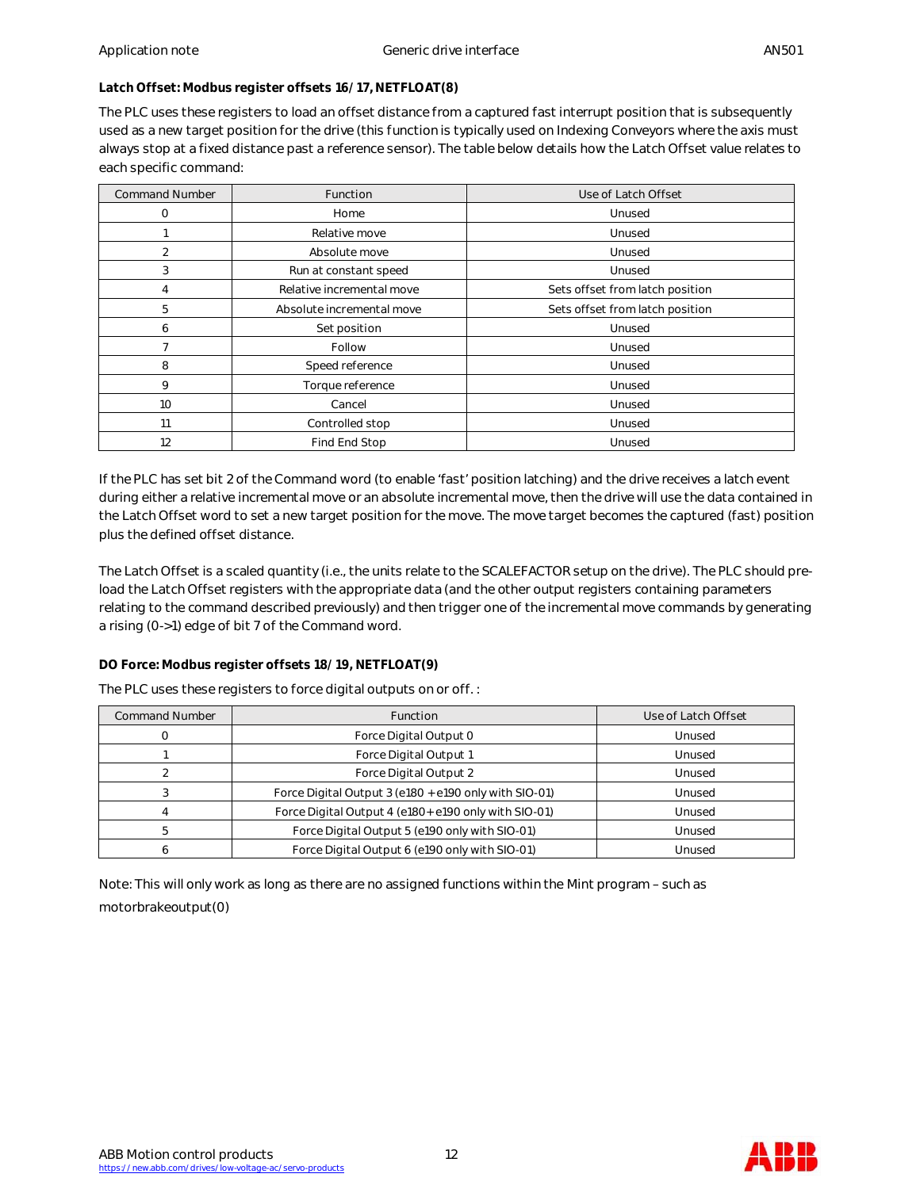**Latch Offset: Modbus register offsets 16/17, NETFLOAT(8)**

The PLC uses these registers to load an offset distance from a captured fast interrupt position that is subsequently used as a new target position for the drive (this function is typically used on Indexing Conveyors where the axis must always stop at a fixed distance past a reference sensor). The table below details how the Latch Offset value relates to each specific command:

| Command Number | Function | Use of Latch Offset |
|---|---|---|
| 0 | Home | Unused |
| 1 | Relative move | Unused |
| 2 | Absolute move | Unused |
| 3 | Run at constant speed | Unused |
| 4 | Relative incremental move | Sets offset from latch position |
| 5 | Absolute incremental move | Sets offset from latch position |
| 6 | Set position | Unused |
| 7 | Follow | Unused |
| 8 | Speed reference | Unused |
| 9 | Torque reference | Unused |
| 10 | Cancel | Unused |
| 11 | Controlled stop | Unused |
| 12 | Find End Stop | Unused |

If the PLC has set bit 2 of the Command word (to enable 'fast' position latching) and the drive receives a latch event during either a relative incremental move or an absolute incremental move, then the drive will use the data contained in the Latch Offset word to set a new target position for the move. The move target becomes the captured (fast) position plus the defined offset distance.

The Latch Offset is a scaled quantity (i.e., the units relate to the SCALEFACTOR setup on the drive). The PLC should pre-load the Latch Offset registers with the appropriate data (and the other output registers containing parameters relating to the command described previously) and then trigger one of the incremental move commands by generating a rising (0->1) edge of bit 7 of the Command word.

**DO Force: Modbus register offsets 18/19, NETFLOAT(9)**

The PLC uses these registers to force digital outputs on or off. :

| Command Number | Function | Use of Latch Offset |
|---|---|---|
| 0 | Force Digital Output 0 | Unused |
| 1 | Force Digital Output 1 | Unused |
| 2 | Force Digital Output 2 | Unused |
| 3 | Force Digital Output 3 (e180 + e190 only with SIO-01) | Unused |
| 4 | Force Digital Output 4 (e180+ e190 only with SIO-01) | Unused |
| 5 | Force Digital Output 5 (e190 only with SIO-01) | Unused |
| 6 | Force Digital Output 6 (e190 only with SIO-01) | Unused |

Note: This will only work as long as there are no assigned functions within the Mint program – such as motorbrakeoutput(0)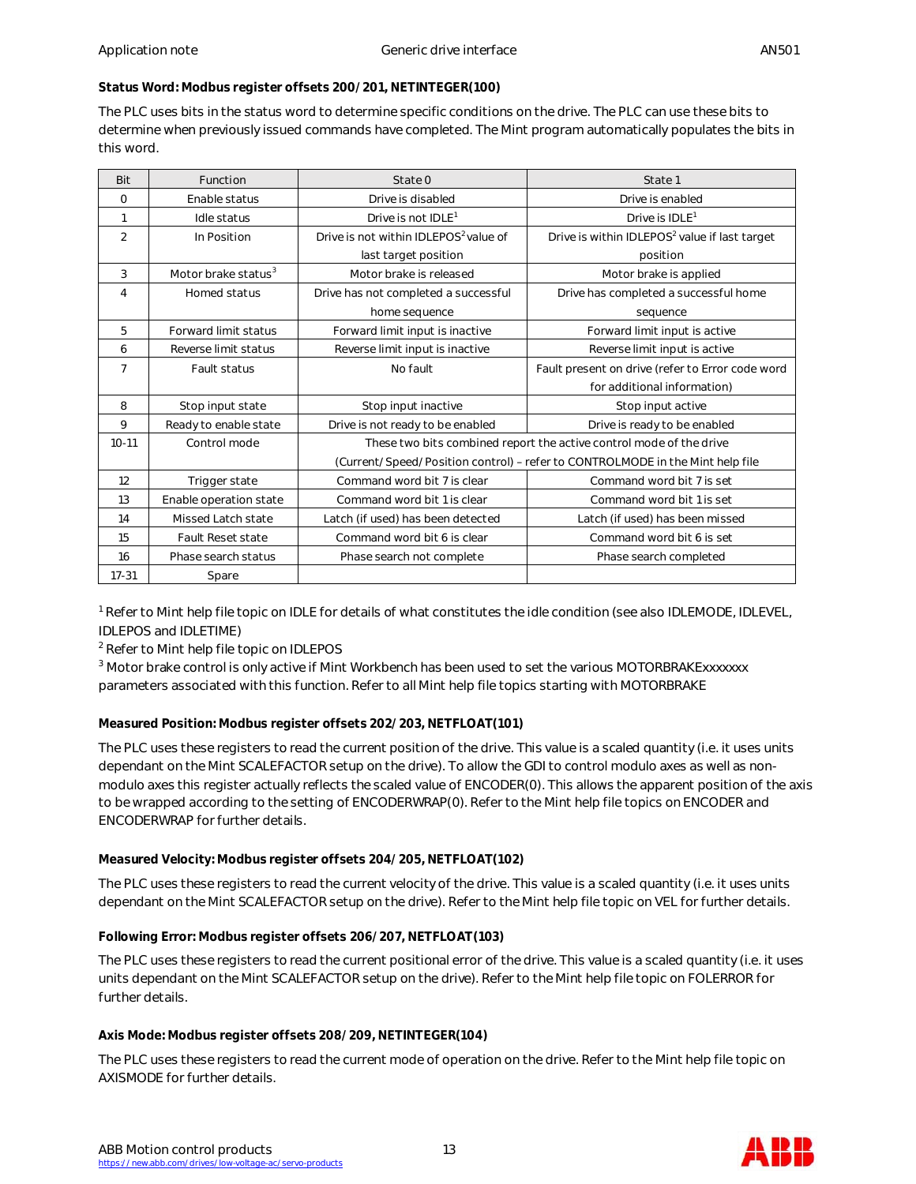**Status Word: Modbus register offsets 200/201, NETINTEGER(100)**

The PLC uses bits in the status word to determine specific conditions on the drive. The PLC can use these bits to determine when previously issued commands have completed. The Mint program automatically populates the bits in this word.

| Bit | Function | State 0 | State 1 |
|---|---|---|---|
| 0 | Enable status | Drive is disabled | Drive is enabled |
| 1 | Idle status | Drive is not IDLE[1] | Drive is IDLE[1] |
| 2 | In Position | Drive is not within IDLEPOS[2] value of last target position | Drive is within IDLEPOS[2] value if last target position |
| 3 | Motor brake status[3] | Motor brake is released | Motor brake is applied |
| 4 | Homed status | Drive has not completed a successful home sequence | Drive has completed a successful home sequence |
| 5 | Forward limit status | Forward limit input is inactive | Forward limit input is active |
| 6 | Reverse limit status | Reverse limit input is inactive | Reverse limit input is active |
| 7 | Fault status | No fault | Fault present on drive (refer to Error code word for additional information) |
| 8 | Stop input state | Stop input inactive | Stop input active |
| 9 | Ready to enable state | Drive is not ready to be enabled | Drive is ready to be enabled |
| 10-11 | Control mode | These two bits combined report the active control mode of the drive (Current/Speed/Position control) – refer to CONTROLMODE in the Mint help file | |
| 12 | Trigger state | Command word bit 7 is clear | Command word bit 7 is set |
| 13 | Enable operation state | Command word bit 1 is clear | Command word bit 1 is set |
| 14 | Missed Latch state | Latch (if used) has been detected | Latch (if used) has been missed |
| 15 | Fault Reset state | Command word bit 6 is clear | Command word bit 6 is set |
| 16 | Phase search status | Phase search not complete | Phase search completed |
| 17-31 | Spare | | |

[1] Refer to Mint help file topic on IDLE for details of what constitutes the idle condition (see also IDLEMODE, IDLEVEL, IDLEPOS and IDLETIME)

[2] Refer to Mint help file topic on IDLEPOS

[3] Motor brake control is only active if Mint Workbench has been used to set the various MOTORBRAKExxxxxxx parameters associated with this function. Refer to all Mint help file topics starting with MOTORBRAKE

**Measured Position: Modbus register offsets 202/203, NETFLOAT(101)**

The PLC uses these registers to read the current position of the drive. This value is a scaled quantity (i.e. it uses units dependant on the Mint SCALEFACTOR setup on the drive). To allow the GDI to control modulo axes as well as non-modulo axes this register actually reflects the scaled value of ENCODER(0). This allows the apparent position of the axis to be wrapped according to the setting of ENCODERWRAP(0). Refer to the Mint help file topics on ENCODER and ENCODERWRAP for further details.

**Measured Velocity: Modbus register offsets 204/205, NETFLOAT(102)**

The PLC uses these registers to read the current velocity of the drive. This value is a scaled quantity (i.e. it uses units dependant on the Mint SCALEFACTOR setup on the drive). Refer to the Mint help file topic on VEL for further details.

**Following Error: Modbus register offsets 206/207, NETFLOAT(103)**

The PLC uses these registers to read the current positional error of the drive. This value is a scaled quantity (i.e. it uses units dependant on the Mint SCALEFACTOR setup on the drive). Refer to the Mint help file topic on FOLERROR for further details.

**Axis Mode: Modbus register offsets 208/209, NETINTEGER(104)**

The PLC uses these registers to read the current mode of operation on the drive. Refer to the Mint help file topic on AXISMODE for further details.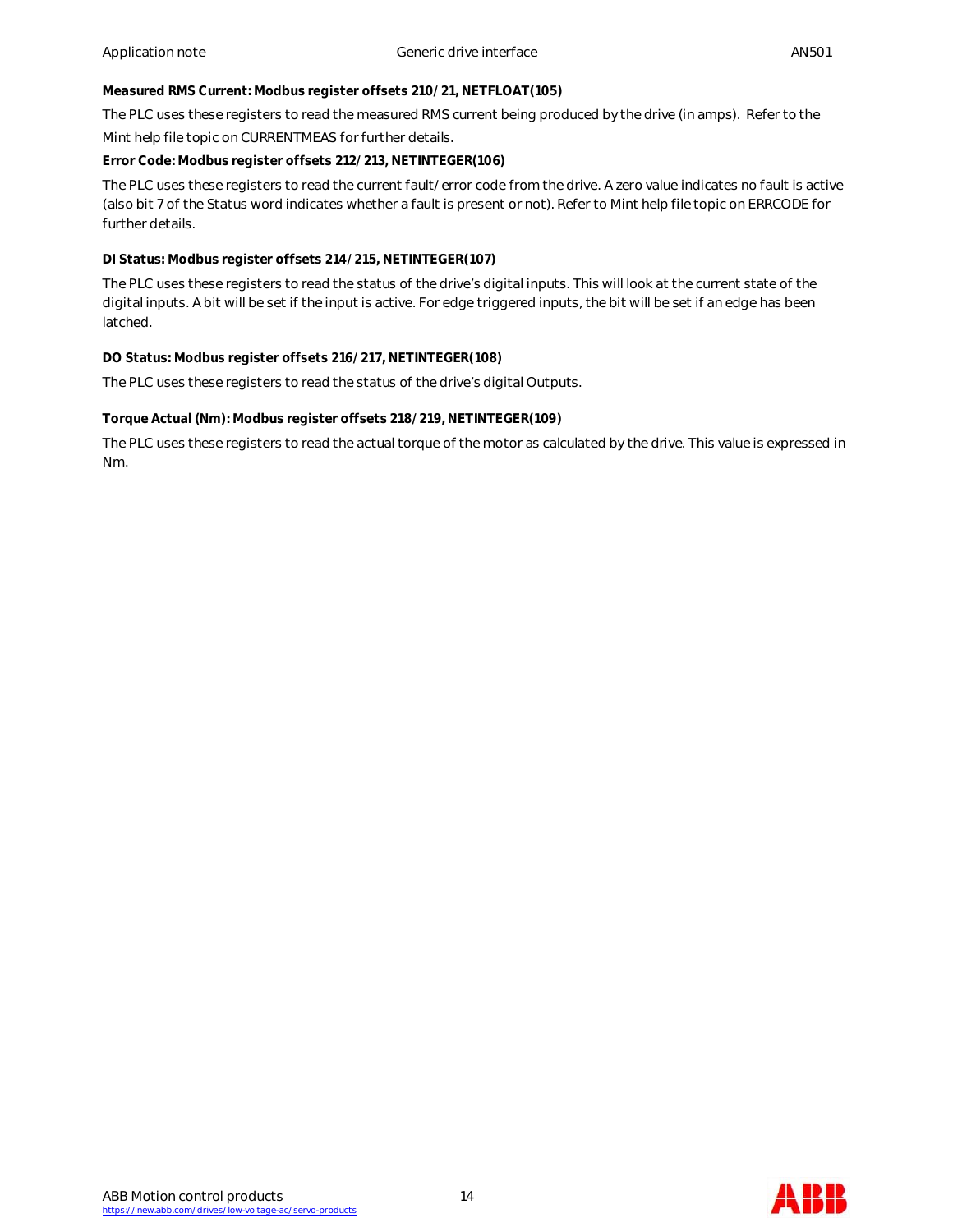**Measured RMS Current: Modbus register offsets 210/21, NETFLOAT(105)**

The PLC uses these registers to read the measured RMS current being produced by the drive (in amps). Refer to the Mint help file topic on CURRENTMEAS for further details.

**Error Code: Modbus register offsets 212/213, NETINTEGER(106)**

The PLC uses these registers to read the current fault/error code from the drive. A zero value indicates no fault is active (also bit 7 of the Status word indicates whether a fault is present or not). Refer to Mint help file topic on ERRCODE for further details.

**DI Status: Modbus register offsets 214/215, NETINTEGER(107)**

The PLC uses these registers to read the status of the drive's digital inputs. This will look at the current state of the digital inputs. A bit will be set if the input is active. For edge triggered inputs, the bit will be set if an edge has been latched.

**DO Status: Modbus register offsets 216/217, NETINTEGER(108)**

The PLC uses these registers to read the status of the drive's digital Outputs.

**Torque Actual (Nm): Modbus register offsets 218/219, NETINTEGER(109)**

The PLC uses these registers to read the actual torque of the motor as calculated by the drive. This value is expressed in Nm.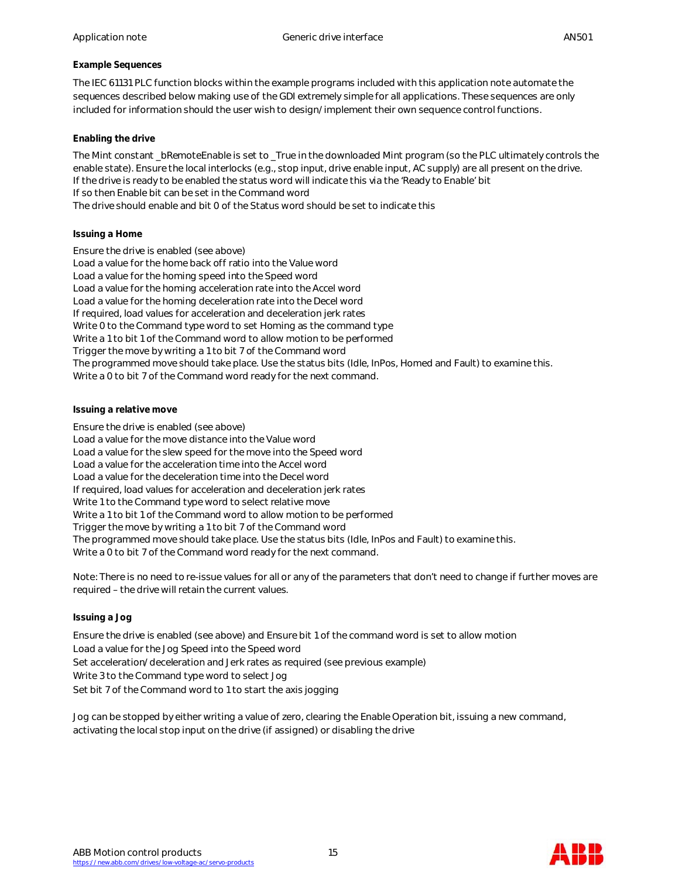**Example Sequences**

The IEC 61131 PLC function blocks within the example programs included with this application note automate the sequences described below making use of the GDI extremely simple for all applications. These sequences are only included for information should the user wish to design/implement their own sequence control functions.

**Enabling the drive**

The Mint constant _bRemoteEnable is set to _True in the downloaded Mint program (so the PLC ultimately controls the enable state). Ensure the local interlocks (e.g., stop input, drive enable input, AC supply) are all present on the drive.
If the drive is ready to be enabled the status word will indicate this via the 'Ready to Enable' bit
If so then Enable bit can be set in the Command word
The drive should enable and bit 0 of the Status word should be set to indicate this

**Issuing a Home**

Ensure the drive is enabled (see above)
Load a value for the home back off ratio into the Value word
Load a value for the homing speed into the Speed word
Load a value for the homing acceleration rate into the Accel word
Load a value for the homing deceleration rate into the Decel word
If required, load values for acceleration and deceleration jerk rates
Write 0 to the Command type word to set Homing as the command type
Write a 1 to bit 1 of the Command word to allow motion to be performed
Trigger the move by writing a 1 to bit 7 of the Command word
The programmed move should take place. Use the status bits (Idle, InPos, Homed and Fault) to examine this.
Write a 0 to bit 7 of the Command word ready for the next command.

**Issuing a relative move**

Ensure the drive is enabled (see above)
Load a value for the move distance into the Value word
Load a value for the slew speed for the move into the Speed word
Load a value for the acceleration time into the Accel word
Load a value for the deceleration time into the Decel word
If required, load values for acceleration and deceleration jerk rates
Write 1 to the Command type word to select relative move
Write a 1 to bit 1 of the Command word to allow motion to be performed
Trigger the move by writing a 1 to bit 7 of the Command word
The programmed move should take place. Use the status bits (Idle, InPos and Fault) to examine this.
Write a 0 to bit 7 of the Command word ready for the next command.

Note: There is no need to re-issue values for all or any of the parameters that don't need to change if further moves are required – the drive will retain the current values.

**Issuing a Jog**

Ensure the drive is enabled (see above) and Ensure bit 1 of the command word is set to allow motion
Load a value for the Jog Speed into the Speed word
Set acceleration/deceleration and Jerk rates as required (see previous example)
Write 3 to the Command type word to select Jog
Set bit 7 of the Command word to 1 to start the axis jogging

Jog can be stopped by either writing a value of zero, clearing the Enable Operation bit, issuing a new command, activating the local stop input on the drive (if assigned) or disabling the drive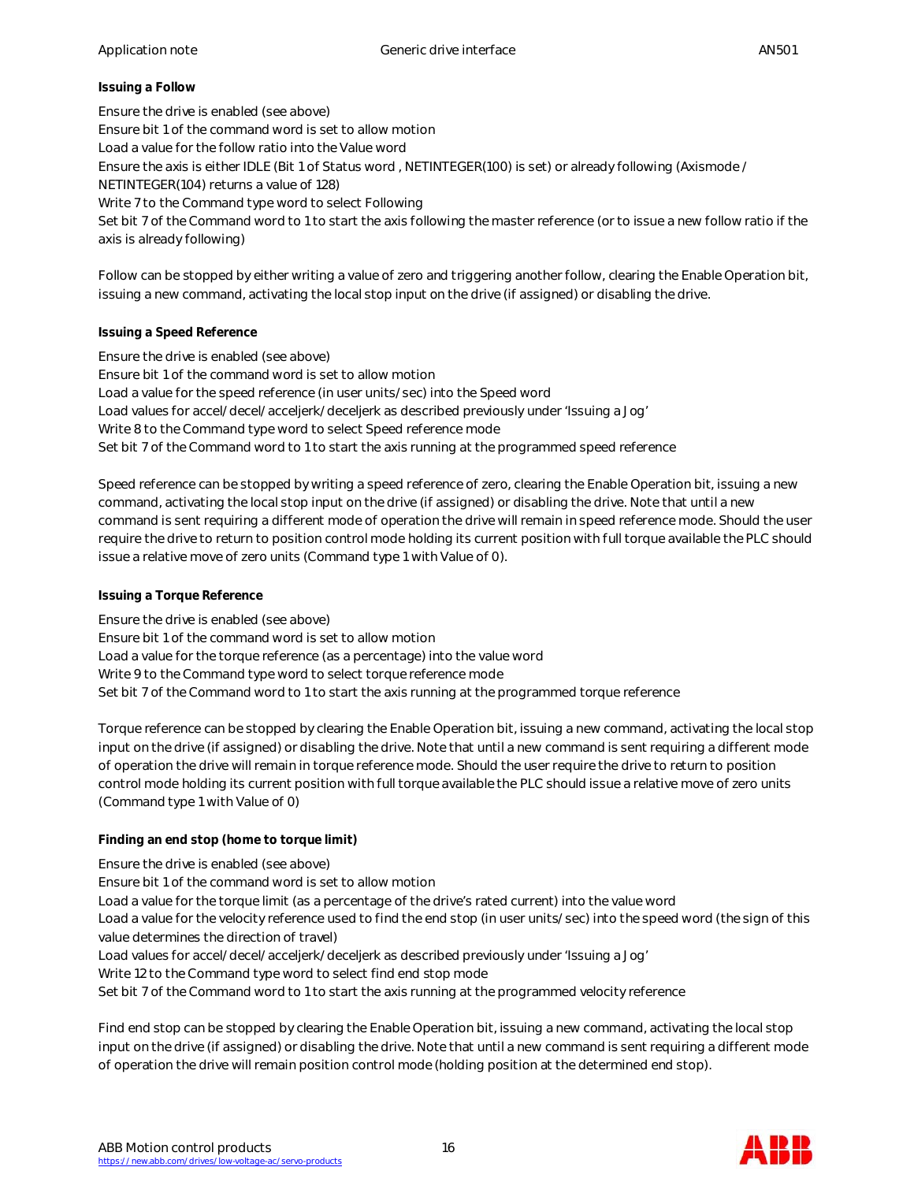**Issuing a Follow**

Ensure the drive is enabled (see above)
Ensure bit 1 of the command word is set to allow motion
Load a value for the follow ratio into the Value word
Ensure the axis is either IDLE (Bit 1 of Status word , NETINTEGER(100) is set) or already following (Axismode / NETINTEGER(104) returns a value of 128)
Write 7 to the Command type word to select Following
Set bit 7 of the Command word to 1 to start the axis following the master reference (or to issue a new follow ratio if the axis is already following)

Follow can be stopped by either writing a value of zero and triggering another follow, clearing the Enable Operation bit, issuing a new command, activating the local stop input on the drive (if assigned) or disabling the drive.

**Issuing a Speed Reference**

Ensure the drive is enabled (see above)
Ensure bit 1 of the command word is set to allow motion
Load a value for the speed reference (in user units/sec) into the Speed word
Load values for accel/decel/acceljerk/deceljerk as described previously under 'Issuing a Jog'
Write 8 to the Command type word to select Speed reference mode
Set bit 7 of the Command word to 1 to start the axis running at the programmed speed reference

Speed reference can be stopped by writing a speed reference of zero, clearing the Enable Operation bit, issuing a new command, activating the local stop input on the drive (if assigned) or disabling the drive. Note that until a new command is sent requiring a different mode of operation the drive will remain in speed reference mode. Should the user require the drive to return to position control mode holding its current position with full torque available the PLC should issue a relative move of zero units (Command type 1 with Value of 0).

**Issuing a Torque Reference**

Ensure the drive is enabled (see above)
Ensure bit 1 of the command word is set to allow motion
Load a value for the torque reference (as a percentage) into the value word
Write 9 to the Command type word to select torque reference mode
Set bit 7 of the Command word to 1 to start the axis running at the programmed torque reference

Torque reference can be stopped by clearing the Enable Operation bit, issuing a new command, activating the local stop input on the drive (if assigned) or disabling the drive. Note that until a new command is sent requiring a different mode of operation the drive will remain in torque reference mode. Should the user require the drive to return to position control mode holding its current position with full torque available the PLC should issue a relative move of zero units (Command type 1 with Value of 0)

**Finding an end stop (home to torque limit)**

Ensure the drive is enabled (see above)
Ensure bit 1 of the command word is set to allow motion
Load a value for the torque limit (as a percentage of the drive's rated current) into the value word
Load a value for the velocity reference used to find the end stop (in user units/sec) into the speed word (the sign of this value determines the direction of travel)
Load values for accel/decel/acceljerk/deceljerk as described previously under 'Issuing a Jog'
Write 12 to the Command type word to select find end stop mode
Set bit 7 of the Command word to 1 to start the axis running at the programmed velocity reference

Find end stop can be stopped by clearing the Enable Operation bit, issuing a new command, activating the local stop input on the drive (if assigned) or disabling the drive. Note that until a new command is sent requiring a different mode of operation the drive will remain position control mode (holding position at the determined end stop).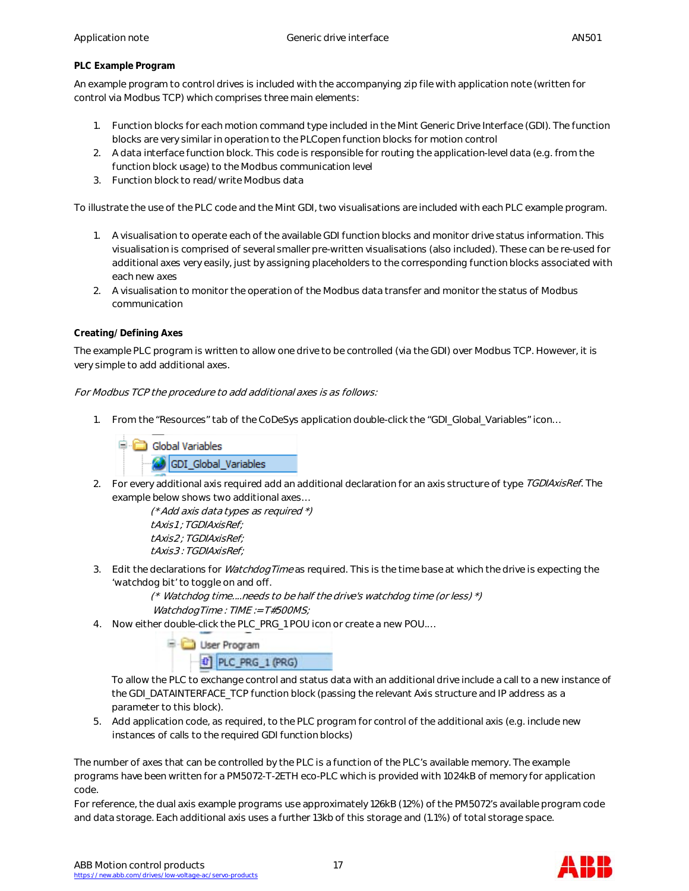**PLC Example Program**

An example program to control drives is included with the accompanying zip file with application note (written for control via Modbus TCP) which comprises three main elements:

1. Function blocks for each motion command type included in the Mint Generic Drive Interface (GDI). The function blocks are very similar in operation to the PLCopen function blocks for motion control
2. A data interface function block. This code is responsible for routing the application-level data (e.g. from the function block usage) to the Modbus communication level
3. Function block to read/write Modbus data

To illustrate the use of the PLC code and the Mint GDI, two visualisations are included with each PLC example program.

1. A visualisation to operate each of the available GDI function blocks and monitor drive status information. This visualisation is comprised of several smaller pre-written visualisations (also included). These can be re-used for additional axes very easily, just by assigning placeholders to the corresponding function blocks associated with each new axes
2. A visualisation to monitor the operation of the Modbus data transfer and monitor the status of Modbus communication

**Creating/Defining Axes**

The example PLC program is written to allow one drive to be controlled (via the GDI) over Modbus TCP. However, it is very simple to add additional axes.

*For Modbus TCP the procedure to add additional axes is as follows:*

1. From the “Resources” tab of the CoDeSys application double-click the “GDI_Global_Variables” icon…

   Global Variables
   GDI_Global_Variables

2. For every additional axis required add an additional declaration for an axis structure of type *TGDIAxisRef*. The example below shows two additional axes…

   ```
   (* Add axis data types as required *)
   tAxis1 ; TGDIAxisRef;
   tAxis2 ; TGDIAxisRef;
   tAxis3 : TGDIAxisRef;
   ```

3. Edit the declarations for *WatchdogTime* as required. This is the time base at which the drive is expecting the ‘watchdog bit’ to toggle on and off.

   ```
   (* Watchdog time....needs to be half the drive's watchdog time (or less) *)
   WatchdogTime : TIME := T#500MS;
   ```

4. Now either double-click the PLC_PRG_1 POU icon or create a new POU….

   User Program
   PLC_PRG_1 (PRG)

   To allow the PLC to exchange control and status data with an additional drive include a call to a new instance of the GDI_DATAINTERFACE_TCP function block (passing the relevant Axis structure and IP address as a parameter to this block).

5. Add application code, as required, to the PLC program for control of the additional axis (e.g. include new instances of calls to the required GDI function blocks)

The number of axes that can be controlled by the PLC is a function of the PLC’s available memory. The example programs have been written for a PM5072-T-2ETH eco-PLC which is provided with 1024kB of memory for application code.

For reference, the dual axis example programs use approximately 126kB (12%) of the PM5072’s available program code and data storage. Each additional axis uses a further 13kb of this storage and (1.1%) of total storage space.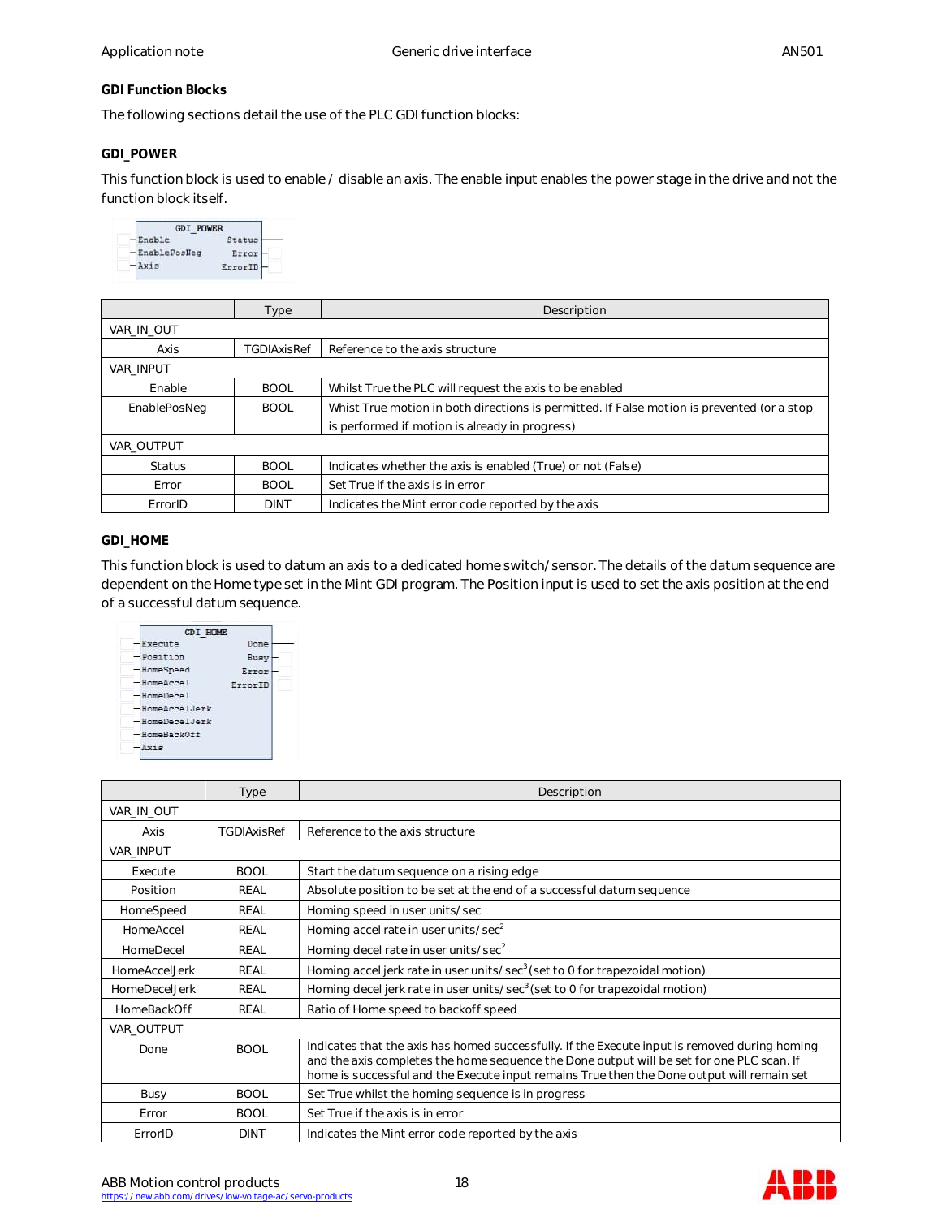## GDI Function Blocks

The following sections detail the use of the PLC GDI function blocks:

### GDI_POWER

This function block is used to enable / disable an axis. The enable input enables the power stage in the drive and not the function block itself.

| | Type | Description |
|---|---|---|
| VAR_IN_OUT | | |
| Axis | TGDIAxisRef | Reference to the axis structure |
| VAR_INPUT | | |
| Enable | BOOL | Whilst True the PLC will request the axis to be enabled |
| EnablePosNeg | BOOL | Whist True motion in both directions is permitted. If False motion is prevented (or a stop is performed if motion is already in progress) |
| VAR_OUTPUT | | |
| Status | BOOL | Indicates whether the axis is enabled (True) or not (False) |
| Error | BOOL | Set True if the axis is in error |
| ErrorID | DINT | Indicates the Mint error code reported by the axis |

### GDI_HOME

This function block is used to datum an axis to a dedicated home switch/sensor. The details of the datum sequence are dependent on the Home type set in the Mint GDI program. The Position input is used to set the axis position at the end of a successful datum sequence.

| | Type | Description |
|---|---|---|
| VAR_IN_OUT | | |
| Axis | TGDIAxisRef | Reference to the axis structure |
| VAR_INPUT | | |
| Execute | BOOL | Start the datum sequence on a rising edge |
| Position | REAL | Absolute position to be set at the end of a successful datum sequence |
| HomeSpeed | REAL | Homing speed in user units/sec |
| HomeAccel | REAL | Homing accel rate in user units/sec$^2$ |
| HomeDecel | REAL | Homing decel rate in user units/sec$^2$ |
| HomeAccelJerk | REAL | Homing accel jerk rate in user units/sec$^3$ (set to 0 for trapezoidal motion) |
| HomeDecelJerk | REAL | Homing decel jerk rate in user units/sec$^3$ (set to 0 for trapezoidal motion) |
| HomeBackOff | REAL | Ratio of Home speed to backoff speed |
| VAR_OUTPUT | | |
| Done | BOOL | Indicates that the axis has homed successfully. If the Execute input is removed during homing and the axis completes the home sequence the Done output will be set for one PLC scan. If home is successful and the Execute input remains True then the Done output will remain set |
| Busy | BOOL | Set True whilst the homing sequence is in progress |
| Error | BOOL | Set True if the axis is in error |
| ErrorID | DINT | Indicates the Mint error code reported by the axis |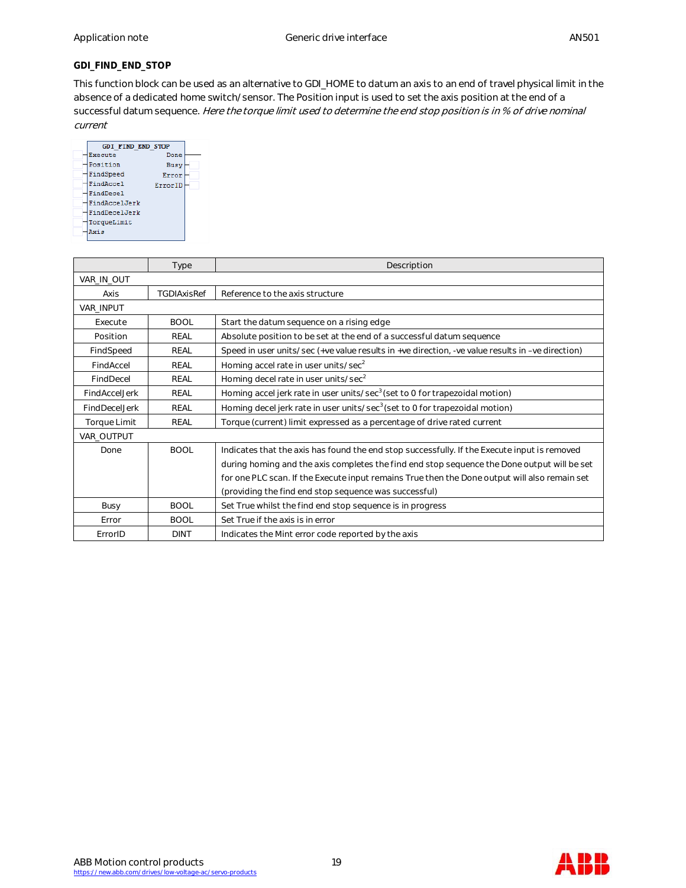### GDI_FIND_END_STOP

This function block can be used as an alternative to GDI_HOME to datum an axis to an end of travel physical limit in the absence of a dedicated home switch/sensor. The Position input is used to set the axis position at the end of a successful datum sequence. *Here the torque limit used to determine the end stop position is in % of drive nominal current*

```
GDI_FIND_END_STOP
-Execute          Done-
-Position         Busy-
-FindSpeed       Error-
-FindAccel     ErrorID-
-FindDecel
-FindAccelJerk
-FindDecelJerk
-TorqueLimit
-Axis
```

| | Type | Description |
|---|---|---|
| VAR_IN_OUT | | |
| Axis | TGDIAxisRef | Reference to the axis structure |
| VAR_INPUT | | |
| Execute | BOOL | Start the datum sequence on a rising edge |
| Position | REAL | Absolute position to be set at the end of a successful datum sequence |
| FindSpeed | REAL | Speed in user units/sec (+ve value results in +ve direction, -ve value results in –ve direction) |
| FindAccel | REAL | Homing accel rate in user units/sec$^2$ |
| FindDecel | REAL | Homing decel rate in user units/sec$^2$ |
| FindAccelJerk | REAL | Homing accel jerk rate in user units/sec$^3$ (set to 0 for trapezoidal motion) |
| FindDecelJerk | REAL | Homing decel jerk rate in user units/sec$^3$ (set to 0 for trapezoidal motion) |
| Torque Limit | REAL | Torque (current) limit expressed as a percentage of drive rated current |
| VAR_OUTPUT | | |
| Done | BOOL | Indicates that the axis has found the end stop successfully. If the Execute input is removed during homing and the axis completes the find end stop sequence the Done output will be set for one PLC scan. If the Execute input remains True then the Done output will also remain set (providing the find end stop sequence was successful) |
| Busy | BOOL | Set True whilst the find end stop sequence is in progress |
| Error | BOOL | Set True if the axis is in error |
| ErrorID | DINT | Indicates the Mint error code reported by the axis |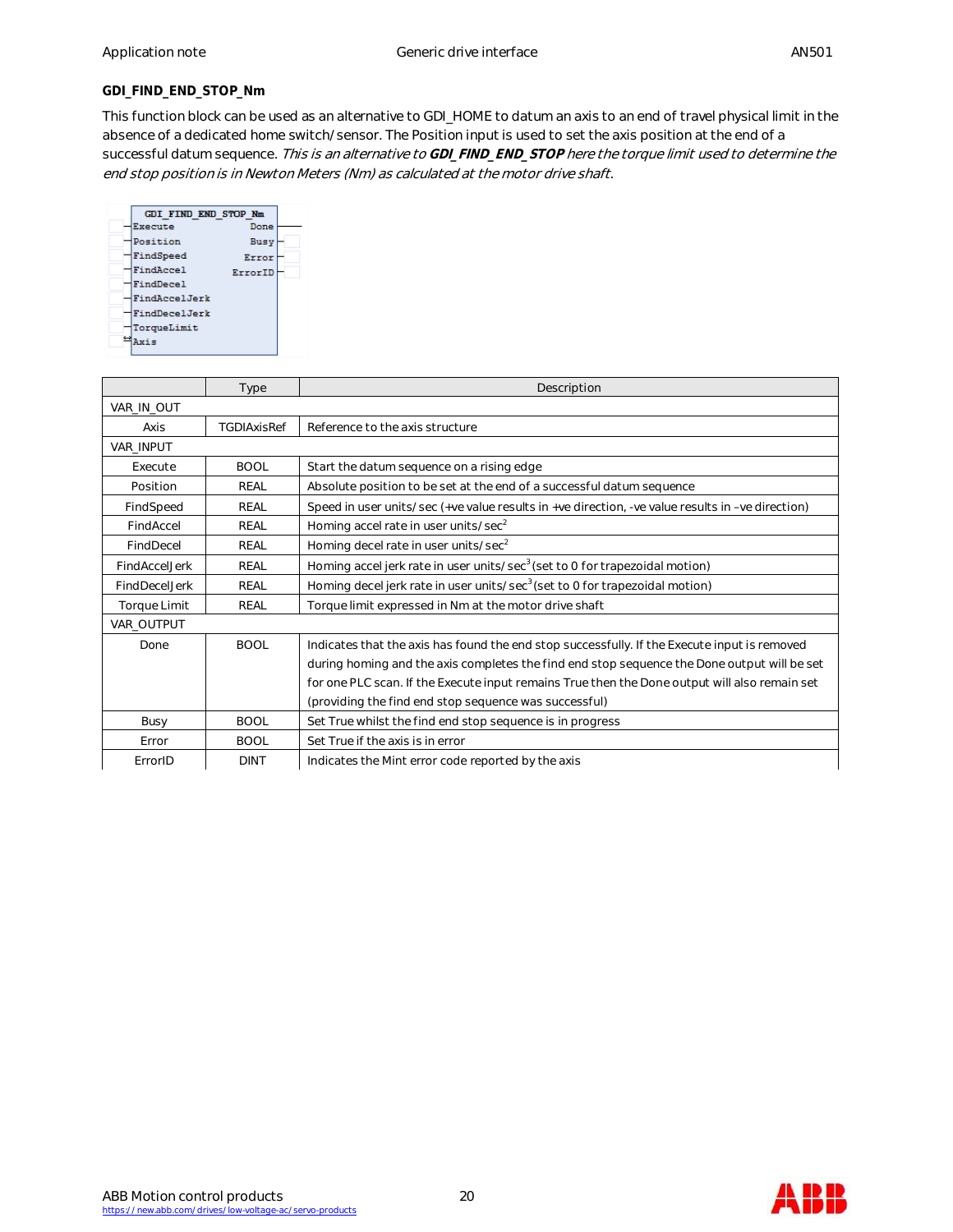### GDI_FIND_END_STOP_Nm

This function block can be used as an alternative to GDI_HOME to datum an axis to an end of travel physical limit in the absence of a dedicated home switch/sensor. The Position input is used to set the axis position at the end of a successful datum sequence. *This is an alternative to* ***GDI_FIND_END_STOP*** *here the torque limit used to determine the end stop position is in Newton Meters (Nm) as calculated at the motor drive shaft.*

```
        GDI_FIND_END_STOP_Nm
  —Execute              Done—
  —Position             Busy—
  —FindSpeed           Error—
  —FindAccel         ErrorID—
  —FindDecel
  —FindAccelJerk
  —FindDecelJerk
  —TorqueLimit
  ⇔Axis
```

| | Type | Description |
|---|---|---|
| VAR_IN_OUT | | |
| Axis | TGDIAxisRef | Reference to the axis structure |
| VAR_INPUT | | |
| Execute | BOOL | Start the datum sequence on a rising edge |
| Position | REAL | Absolute position to be set at the end of a successful datum sequence |
| FindSpeed | REAL | Speed in user units/sec (+ve value results in +ve direction, -ve value results in –ve direction) |
| FindAccel | REAL | Homing accel rate in user units/sec$^2$ |
| FindDecel | REAL | Homing decel rate in user units/sec$^2$ |
| FindAccelJerk | REAL | Homing accel jerk rate in user units/sec$^3$ (set to 0 for trapezoidal motion) |
| FindDecelJerk | REAL | Homing decel jerk rate in user units/sec$^3$ (set to 0 for trapezoidal motion) |
| Torque Limit | REAL | Torque limit expressed in Nm at the motor drive shaft |
| VAR_OUTPUT | | |
| Done | BOOL | Indicates that the axis has found the end stop successfully. If the Execute input is removed during homing and the axis completes the find end stop sequence the Done output will be set for one PLC scan. If the Execute input remains True then the Done output will also remain set (providing the find end stop sequence was successful) |
| Busy | BOOL | Set True whilst the find end stop sequence is in progress |
| Error | BOOL | Set True if the axis is in error |
| ErrorID | DINT | Indicates the Mint error code reported by the axis |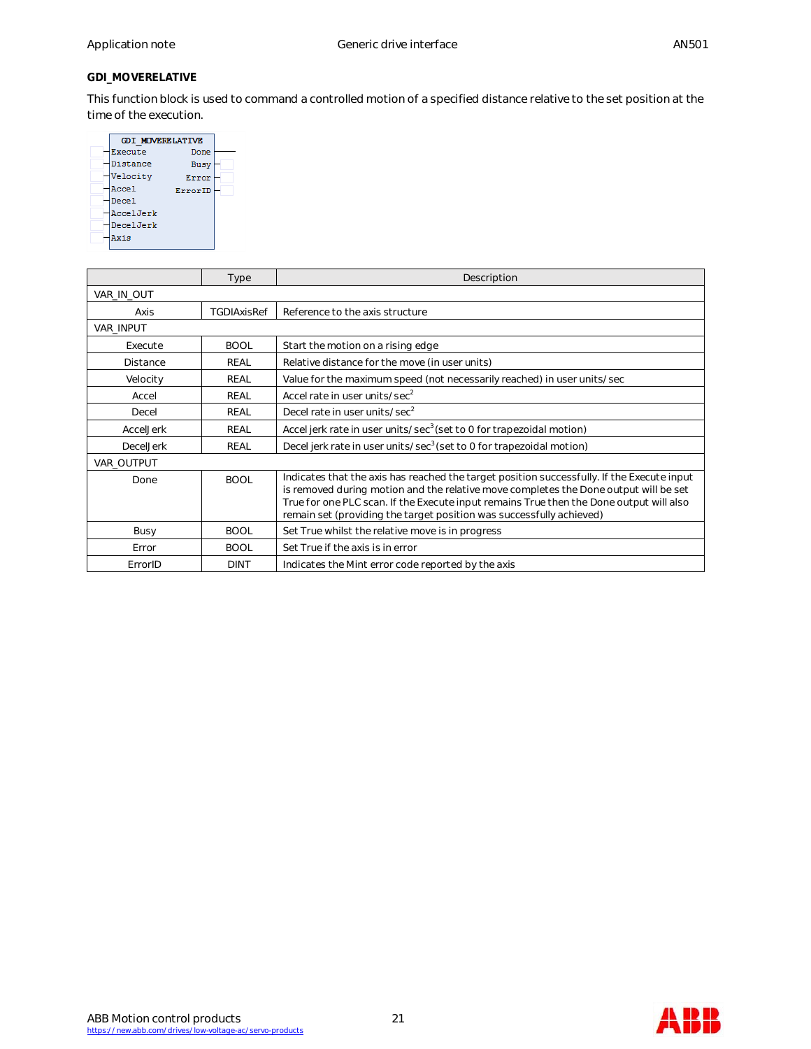### GDI_MOVERELATIVE

This function block is used to command a controlled motion of a specified distance relative to the set position at the time of the execution.

```
        GDI_MOVERELATIVE
  -Execute            Done-
  -Distance           Busy-
  -Velocity          Error-
  -Accel           ErrorID-
  -Decel
  -AccelJerk
  -DecelJerk
  -Axis
```

| | Type | Description |
|---|---|---|
| VAR_IN_OUT | | |
| Axis | TGDIAxisRef | Reference to the axis structure |
| VAR_INPUT | | |
| Execute | BOOL | Start the motion on a rising edge |
| Distance | REAL | Relative distance for the move (in user units) |
| Velocity | REAL | Value for the maximum speed (not necessarily reached) in user units/sec |
| Accel | REAL | Accel rate in user units/sec$^2$ |
| Decel | REAL | Decel rate in user units/sec$^2$ |
| AccelJerk | REAL | Accel jerk rate in user units/sec$^3$ (set to 0 for trapezoidal motion) |
| DecelJerk | REAL | Decel jerk rate in user units/sec$^3$ (set to 0 for trapezoidal motion) |
| VAR_OUTPUT | | |
| Done | BOOL | Indicates that the axis has reached the target position successfully. If the Execute input is removed during motion and the relative move completes the Done output will be set True for one PLC scan. If the Execute input remains True then the Done output will also remain set (providing the target position was successfully achieved) |
| Busy | BOOL | Set True whilst the relative move is in progress |
| Error | BOOL | Set True if the axis is in error |
| ErrorID | DINT | Indicates the Mint error code reported by the axis |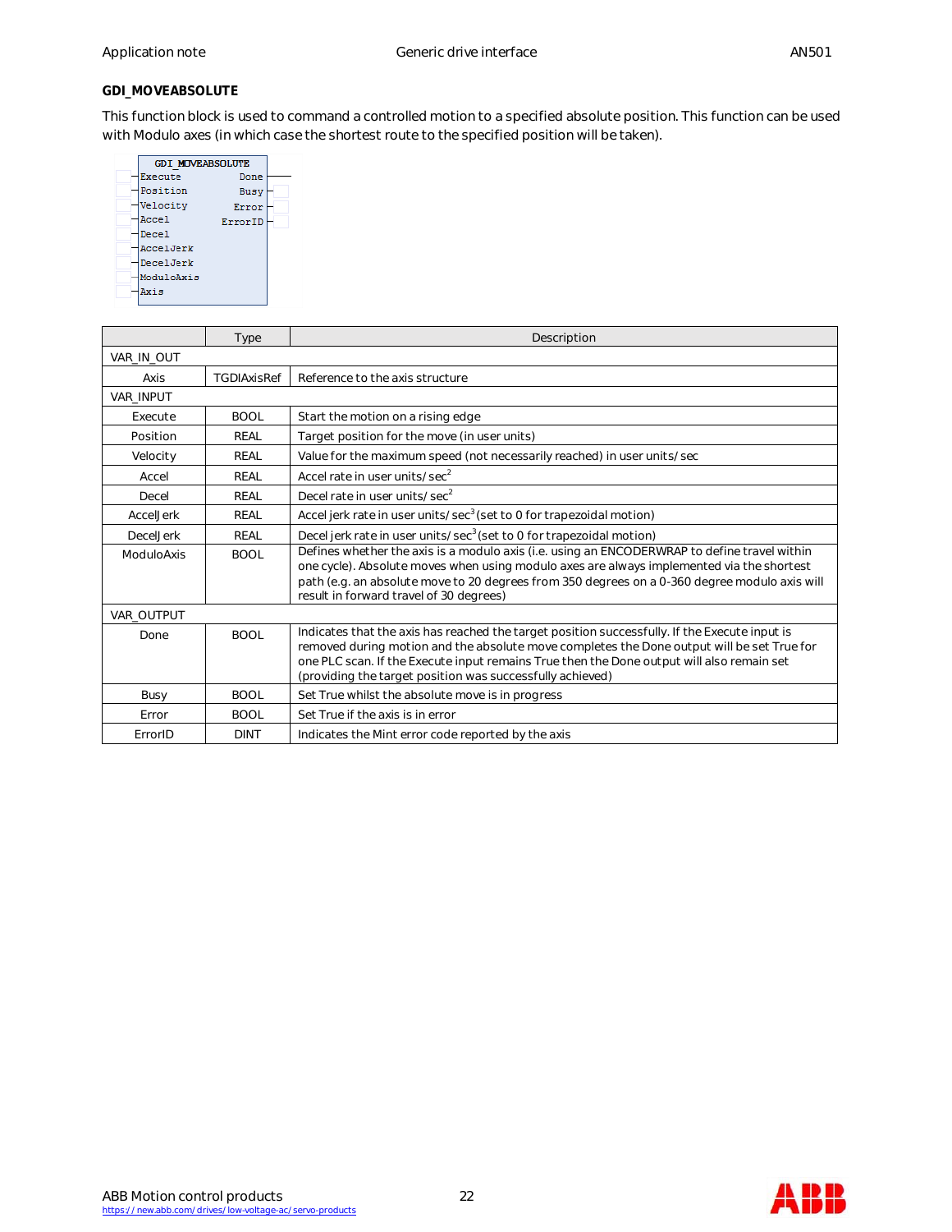### GDI_MOVEABSOLUTE

This function block is used to command a controlled motion to a specified absolute position. This function can be used with Modulo axes (in which case the shortest route to the specified position will be taken).

```
GDI_MOVEABSOLUTE
Execute          Done
Position         Busy
Velocity         Error
Accel            ErrorID
Decel
AccelJerk
DecelJerk
ModuloAxis
Axis
```

| | Type | Description |
|---|---|---|
| VAR_IN_OUT | | |
| Axis | TGDIAxisRef | Reference to the axis structure |
| VAR_INPUT | | |
| Execute | BOOL | Start the motion on a rising edge |
| Position | REAL | Target position for the move (in user units) |
| Velocity | REAL | Value for the maximum speed (not necessarily reached) in user units/sec |
| Accel | REAL | Accel rate in user units/sec$^2$ |
| Decel | REAL | Decel rate in user units/sec$^2$ |
| AccelJerk | REAL | Accel jerk rate in user units/sec$^3$ (set to 0 for trapezoidal motion) |
| DecelJerk | REAL | Decel jerk rate in user units/sec$^3$ (set to 0 for trapezoidal motion) |
| ModuloAxis | BOOL | Defines whether the axis is a modulo axis (i.e. using an ENCODERWRAP to define travel within one cycle). Absolute moves when using modulo axes are always implemented via the shortest path (e.g. an absolute move to 20 degrees from 350 degrees on a 0-360 degree modulo axis will result in forward travel of 30 degrees) |
| VAR_OUTPUT | | |
| Done | BOOL | Indicates that the axis has reached the target position successfully. If the Execute input is removed during motion and the absolute move completes the Done output will be set True for one PLC scan. If the Execute input remains True then the Done output will also remain set (providing the target position was successfully achieved) |
| Busy | BOOL | Set True whilst the absolute move is in progress |
| Error | BOOL | Set True if the axis is in error |
| ErrorID | DINT | Indicates the Mint error code reported by the axis |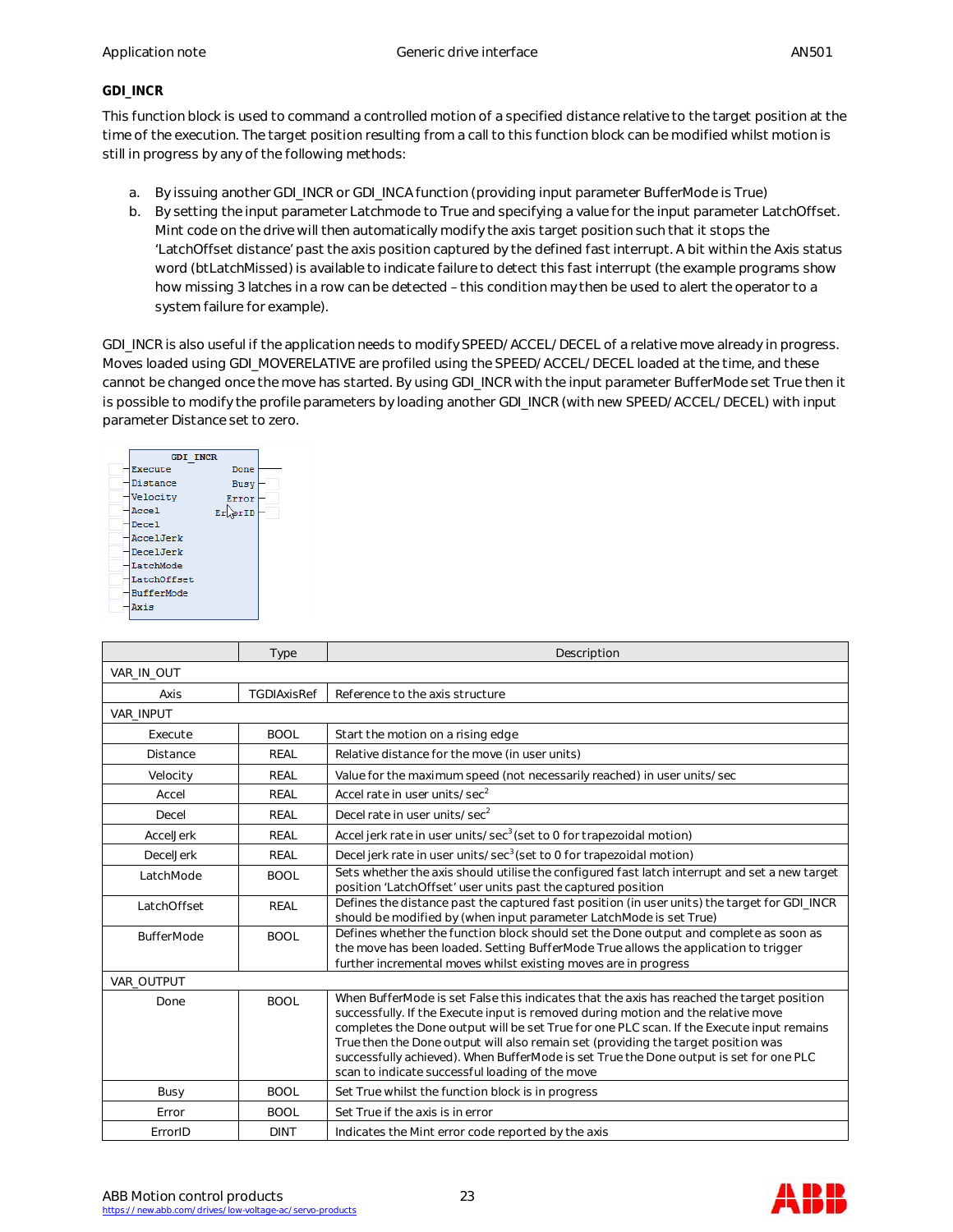### GDI_INCR

This function block is used to command a controlled motion of a specified distance relative to the target position at the time of the execution. The target position resulting from a call to this function block can be modified whilst motion is still in progress by any of the following methods:

a. By issuing another GDI_INCR or GDI_INCA function (providing input parameter BufferMode is True)
b. By setting the input parameter Latchmode to True and specifying a value for the input parameter LatchOffset. Mint code on the drive will then automatically modify the axis target position such that it stops the 'LatchOffset distance' past the axis position captured by the defined fast interrupt. A bit within the Axis status word (btLatchMissed) is available to indicate failure to detect this fast interrupt (the example programs show how missing 3 latches in a row can be detected – this condition may then be used to alert the operator to a system failure for example).

GDI_INCR is also useful if the application needs to modify SPEED/ACCEL/DECEL of a relative move already in progress. Moves loaded using GDI_MOVERELATIVE are profiled using the SPEED/ACCEL/DECEL loaded at the time, and these cannot be changed once the move has started. By using GDI_INCR with the input parameter BufferMode set True then it is possible to modify the profile parameters by loading another GDI_INCR (with new SPEED/ACCEL/DECEL) with input parameter Distance set to zero.

```
GDI_INCR
Execute         Done
Distance        Busy
Velocity       Error
Accel        ErrorID
Decel
AccelJerk
DecelJerk
LatchMode
LatchOffset
BufferMode
Axis
```

| | Type | Description |
|---|---|---|
| VAR_IN_OUT | | |
| Axis | TGDIAxisRef | Reference to the axis structure |
| VAR_INPUT | | |
| Execute | BOOL | Start the motion on a rising edge |
| Distance | REAL | Relative distance for the move (in user units) |
| Velocity | REAL | Value for the maximum speed (not necessarily reached) in user units/sec |
| Accel | REAL | Accel rate in user units/sec$^2$ |
| Decel | REAL | Decel rate in user units/sec$^2$ |
| AccelJerk | REAL | Accel jerk rate in user units/sec$^3$ (set to 0 for trapezoidal motion) |
| DecelJerk | REAL | Decel jerk rate in user units/sec$^3$ (set to 0 for trapezoidal motion) |
| LatchMode | BOOL | Sets whether the axis should utilise the configured fast latch interrupt and set a new target position 'LatchOffset' user units past the captured position |
| LatchOffset | REAL | Defines the distance past the captured fast position (in user units) the target for GDI_INCR should be modified by (when input parameter LatchMode is set True) |
| BufferMode | BOOL | Defines whether the function block should set the Done output and complete as soon as the move has been loaded. Setting BufferMode True allows the application to trigger further incremental moves whilst existing moves are in progress |
| VAR_OUTPUT | | |
| Done | BOOL | When BufferMode is set False this indicates that the axis has reached the target position successfully. If the Execute input is removed during motion and the relative move completes the Done output will be set True for one PLC scan. If the Execute input remains True then the Done output will also remain set (providing the target position was successfully achieved). When BufferMode is set True the Done output is set for one PLC scan to indicate successful loading of the move |
| Busy | BOOL | Set True whilst the function block is in progress |
| Error | BOOL | Set True if the axis is in error |
| ErrorID | DINT | Indicates the Mint error code reported by the axis |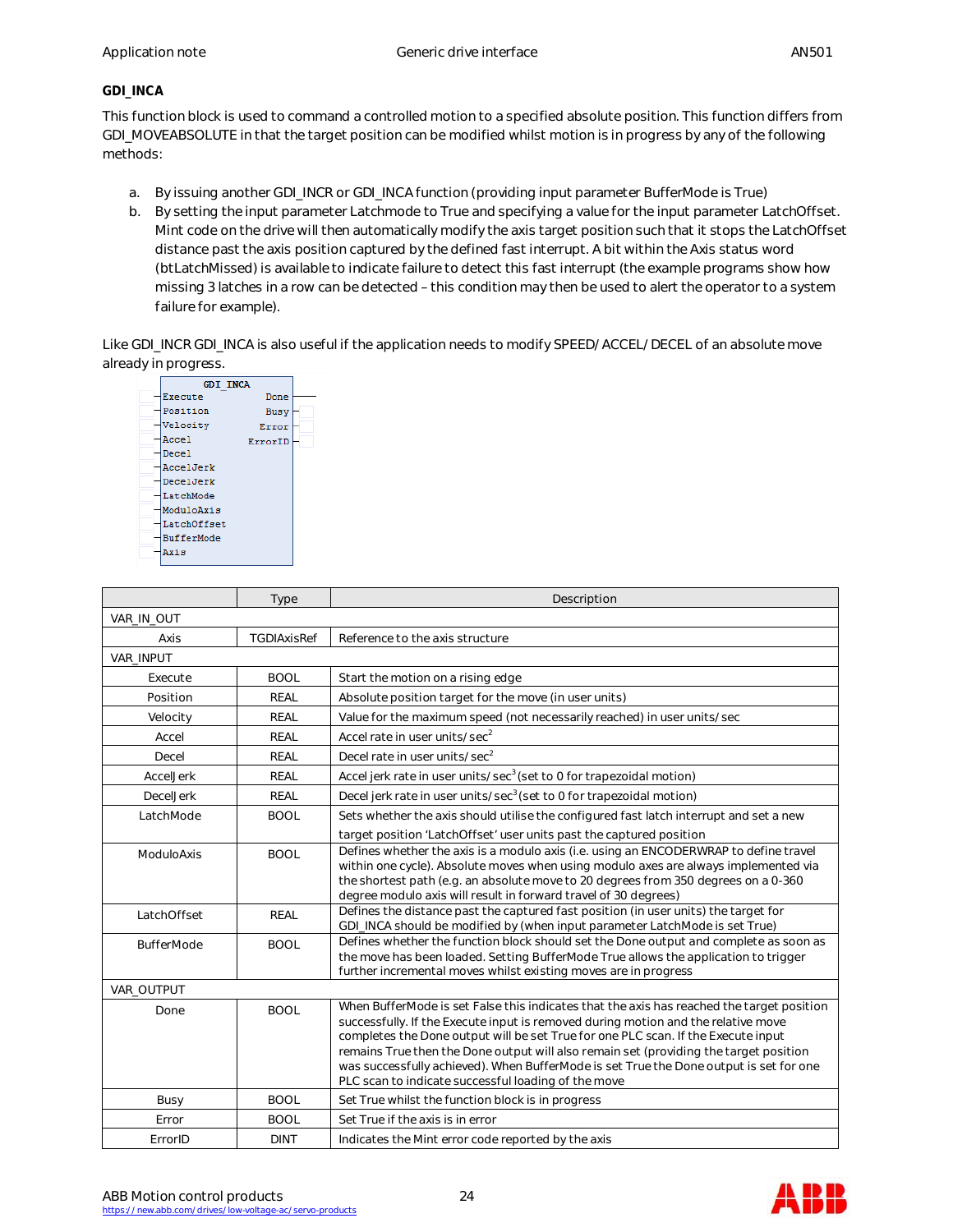### GDI_INCA

This function block is used to command a controlled motion to a specified absolute position. This function differs from GDI_MOVEABSOLUTE in that the target position can be modified whilst motion is in progress by any of the following methods:

a. By issuing another GDI_INCR or GDI_INCA function (providing input parameter BufferMode is True)
b. By setting the input parameter Latchmode to True and specifying a value for the input parameter LatchOffset. Mint code on the drive will then automatically modify the axis target position such that it stops the LatchOffset distance past the axis position captured by the defined fast interrupt. A bit within the Axis status word (btLatchMissed) is available to indicate failure to detect this fast interrupt (the example programs show how missing 3 latches in a row can be detected – this condition may then be used to alert the operator to a system failure for example).

Like GDI_INCR GDI_INCA is also useful if the application needs to modify SPEED/ACCEL/DECEL of an absolute move already in progress.

```
GDI_INCA
-Execute          Done-
-Position         Busy-
-Velocity        Error-
-Accel         ErrorID-
-Decel
-AccelJerk
-DecelJerk
-LatchMode
-ModuloAxis
-LatchOffset
-BufferMode
-Axis
```

| | Type | Description |
|---|---|---|
| VAR_IN_OUT | | |
| Axis | TGDIAxisRef | Reference to the axis structure |
| VAR_INPUT | | |
| Execute | BOOL | Start the motion on a rising edge |
| Position | REAL | Absolute position target for the move (in user units) |
| Velocity | REAL | Value for the maximum speed (not necessarily reached) in user units/sec |
| Accel | REAL | Accel rate in user units/sec$^2$ |
| Decel | REAL | Decel rate in user units/sec$^2$ |
| AccelJerk | REAL | Accel jerk rate in user units/sec$^3$ (set to 0 for trapezoidal motion) |
| DecelJerk | REAL | Decel jerk rate in user units/sec$^3$ (set to 0 for trapezoidal motion) |
| LatchMode | BOOL | Sets whether the axis should utilise the configured fast latch interrupt and set a new target position 'LatchOffset' user units past the captured position |
| ModuloAxis | BOOL | Defines whether the axis is a modulo axis (i.e. using an ENCODERWRAP to define travel within one cycle). Absolute moves when using modulo axes are always implemented via the shortest path (e.g. an absolute move to 20 degrees from 350 degrees on a 0-360 degree modulo axis will result in forward travel of 30 degrees) |
| LatchOffset | REAL | Defines the distance past the captured fast position (in user units) the target for GDI_INCA should be modified by (when input parameter LatchMode is set True) |
| BufferMode | BOOL | Defines whether the function block should set the Done output and complete as soon as the move has been loaded. Setting BufferMode True allows the application to trigger further incremental moves whilst existing moves are in progress |
| VAR_OUTPUT | | |
| Done | BOOL | When BufferMode is set False this indicates that the axis has reached the target position successfully. If the Execute input is removed during motion and the relative move completes the Done output will be set True for one PLC scan. If the Execute input remains True then the Done output will also remain set (providing the target position was successfully achieved). When BufferMode is set True the Done output is set for one PLC scan to indicate successful loading of the move |
| Busy | BOOL | Set True whilst the function block is in progress |
| Error | BOOL | Set True if the axis is in error |
| ErrorID | DINT | Indicates the Mint error code reported by the axis |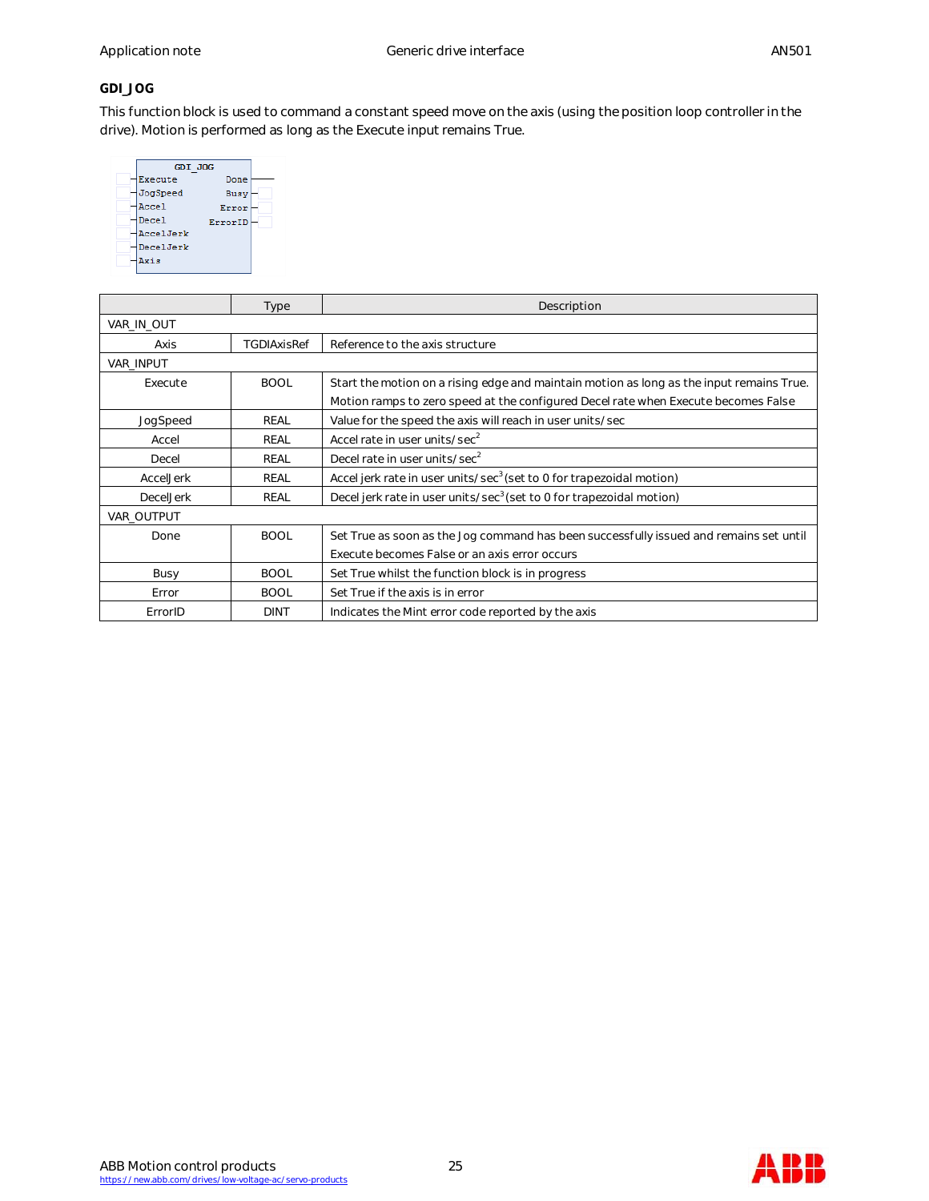### GDI_JOG

This function block is used to command a constant speed move on the axis (using the position loop controller in the drive). Motion is performed as long as the Execute input remains True.

| | Type | Description |
|---|---|---|
| VAR_IN_OUT | | |
| Axis | TGDIAxisRef | Reference to the axis structure |
| VAR_INPUT | | |
| Execute | BOOL | Start the motion on a rising edge and maintain motion as long as the input remains True. Motion ramps to zero speed at the configured Decel rate when Execute becomes False |
| JogSpeed | REAL | Value for the speed the axis will reach in user units/sec |
| Accel | REAL | Accel rate in user units/sec$^2$ |
| Decel | REAL | Decel rate in user units/sec$^2$ |
| AccelJerk | REAL | Accel jerk rate in user units/sec$^3$ (set to 0 for trapezoidal motion) |
| DecelJerk | REAL | Decel jerk rate in user units/sec$^3$ (set to 0 for trapezoidal motion) |
| VAR_OUTPUT | | |
| Done | BOOL | Set True as soon as the Jog command has been successfully issued and remains set until Execute becomes False or an axis error occurs |
| Busy | BOOL | Set True whilst the function block is in progress |
| Error | BOOL | Set True if the axis is in error |
| ErrorID | DINT | Indicates the Mint error code reported by the axis |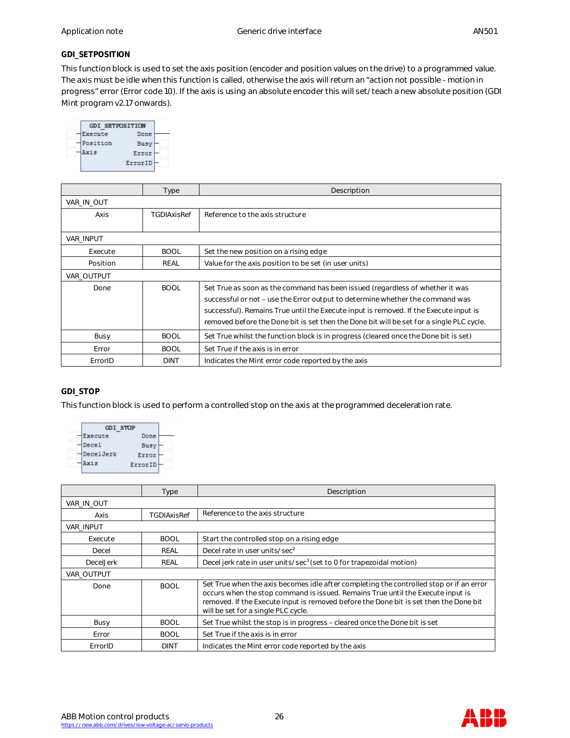### GDI_SETPOSITION

This function block is used to set the axis position (encoder and position values on the drive) to a programmed value. The axis must be idle when this function is called, otherwise the axis will return an "action not possible - motion in progress" error (Error code 10). If the axis is using an absolute encoder this will set/teach a new absolute position (GDI Mint program v2.17 onwards).

```
GDI_SETPOSITION
-Execute      Done-
-Position     Busy-
-Axis        Error-
           ErrorID-
```

| | Type | Description |
|---|---|---|
| VAR_IN_OUT | | |
| Axis | TGDIAxisRef | Reference to the axis structure |
| VAR_INPUT | | |
| Execute | BOOL | Set the new position on a rising edge |
| Position | REAL | Value for the axis position to be set (in user units) |
| VAR_OUTPUT | | |
| Done | BOOL | Set True as soon as the command has been issued (regardless of whether it was successful or not – use the Error output to determine whether the command was successful). Remains True until the Execute input is removed. If the Execute input is removed before the Done bit is set then the Done bit will be set for a single PLC cycle. |
| Busy | BOOL | Set True whilst the function block is in progress (cleared once the Done bit is set) |
| Error | BOOL | Set True if the axis is in error |
| ErrorID | DINT | Indicates the Mint error code reported by the axis |

### GDI_STOP

This function block is used to perform a controlled stop on the axis at the programmed deceleration rate.

```
GDI_STOP
-Execute      Done-
-Decel        Busy-
-DecelJerk   Error-
-Axis      ErrorID-
```

| | Type | Description |
|---|---|---|
| VAR_IN_OUT | | |
| Axis | TGDIAxisRef | Reference to the axis structure |
| VAR_INPUT | | |
| Execute | BOOL | Start the controlled stop on a rising edge |
| Decel | REAL | Decel rate in user units/sec$^2$ |
| DecelJerk | REAL | Decel jerk rate in user units/sec$^3$(set to 0 for trapezoidal motion) |
| VAR_OUTPUT | | |
| Done | BOOL | Set True when the axis becomes idle after completing the controlled stop or if an error occurs when the stop command is issued. Remains True until the Execute input is removed. If the Execute input is removed before the Done bit is set then the Done bit will be set for a single PLC cycle. |
| Busy | BOOL | Set True whilst the stop is in progress – cleared once the Done bit is set |
| Error | BOOL | Set True if the axis is in error |
| ErrorID | DINT | Indicates the Mint error code reported by the axis |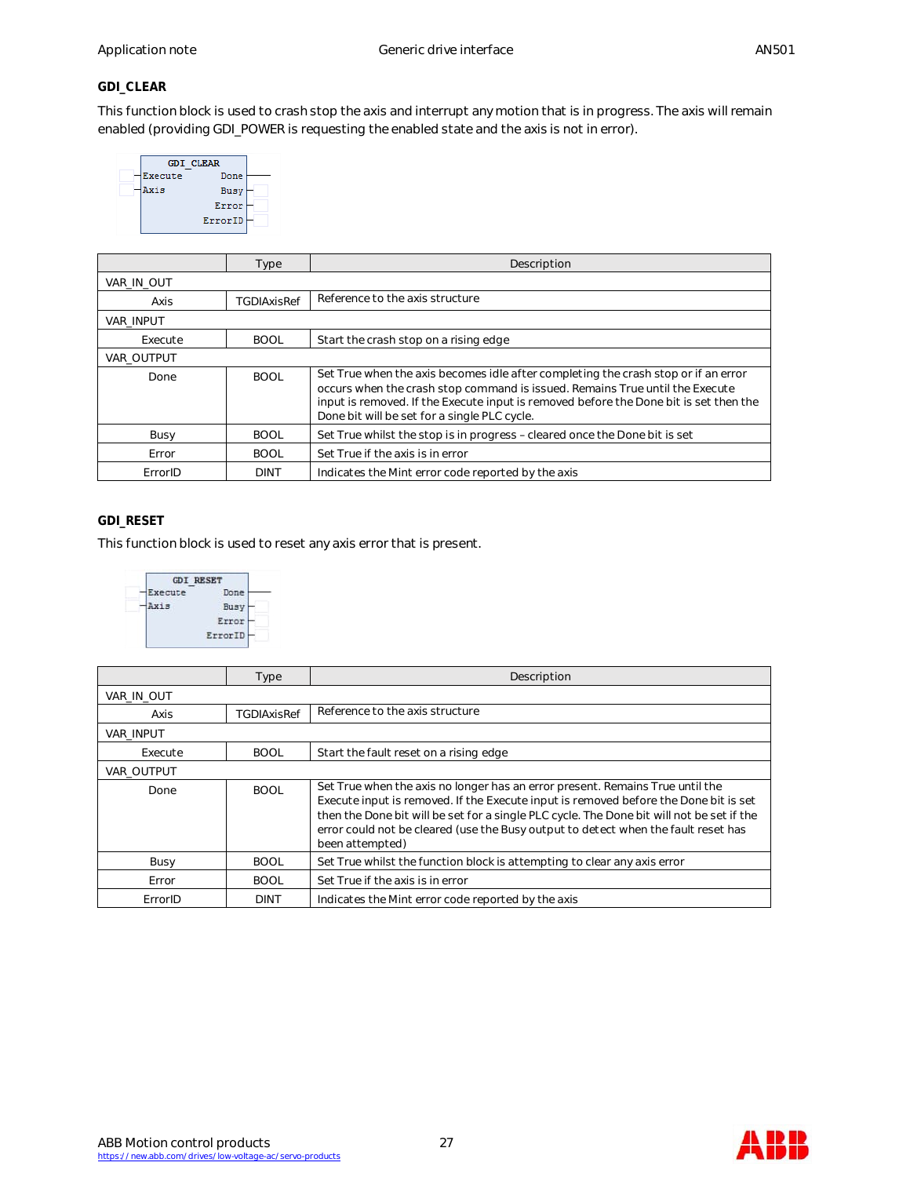### GDI_CLEAR

This function block is used to crash stop the axis and interrupt any motion that is in progress. The axis will remain enabled (providing GDI_POWER is requesting the enabled state and the axis is not in error).

| | Type | Description |
|---|---|---|
| VAR_IN_OUT | | |
| Axis | TGDIAxisRef | Reference to the axis structure |
| VAR_INPUT | | |
| Execute | BOOL | Start the crash stop on a rising edge |
| VAR_OUTPUT | | |
| Done | BOOL | Set True when the axis becomes idle after completing the crash stop or if an error occurs when the crash stop command is issued. Remains True until the Execute input is removed. If the Execute input is removed before the Done bit is set then the Done bit will be set for a single PLC cycle. |
| Busy | BOOL | Set True whilst the stop is in progress – cleared once the Done bit is set |
| Error | BOOL | Set True if the axis is in error |
| ErrorID | DINT | Indicates the Mint error code reported by the axis |

### GDI_RESET

This function block is used to reset any axis error that is present.

| | Type | Description |
|---|---|---|
| VAR_IN_OUT | | |
| Axis | TGDIAxisRef | Reference to the axis structure |
| VAR_INPUT | | |
| Execute | BOOL | Start the fault reset on a rising edge |
| VAR_OUTPUT | | |
| Done | BOOL | Set True when the axis no longer has an error present. Remains True until the Execute input is removed. If the Execute input is removed before the Done bit is set then the Done bit will be set for a single PLC cycle. The Done bit will not be set if the error could not be cleared (use the Busy output to detect when the fault reset has been attempted) |
| Busy | BOOL | Set True whilst the function block is attempting to clear any axis error |
| Error | BOOL | Set True if the axis is in error |
| ErrorID | DINT | Indicates the Mint error code reported by the axis |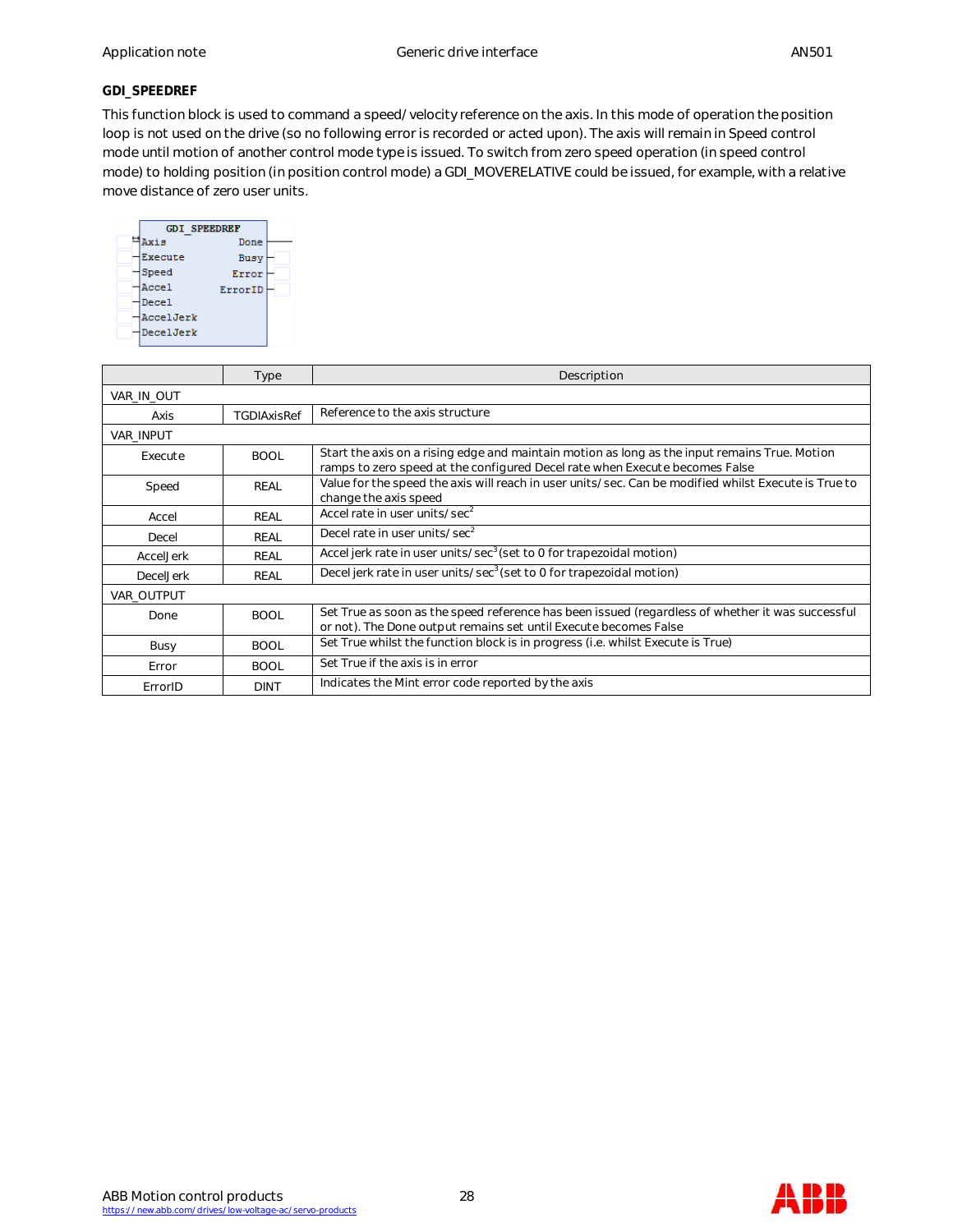### GDI_SPEEDREF

This function block is used to command a speed/velocity reference on the axis. In this mode of operation the position loop is not used on the drive (so no following error is recorded or acted upon). The axis will remain in Speed control mode until motion of another control mode type is issued. To switch from zero speed operation (in speed control mode) to holding position (in position control mode) a GDI_MOVERELATIVE could be issued, for example, with a relative move distance of zero user units.

| | Type | Description |
|---|---|---|
| VAR_IN_OUT | | |
| Axis | TGDIAxisRef | Reference to the axis structure |
| VAR_INPUT | | |
| Execute | BOOL | Start the axis on a rising edge and maintain motion as long as the input remains True. Motion ramps to zero speed at the configured Decel rate when Execute becomes False |
| Speed | REAL | Value for the speed the axis will reach in user units/sec. Can be modified whilst Execute is True to change the axis speed |
| Accel | REAL | Accel rate in user units/$sec^2$ |
| Decel | REAL | Decel rate in user units/$sec^2$ |
| AccelJerk | REAL | Accel jerk rate in user units/$sec^3$ (set to 0 for trapezoidal motion) |
| DecelJerk | REAL | Decel jerk rate in user units/$sec^3$ (set to 0 for trapezoidal motion) |
| VAR_OUTPUT | | |
| Done | BOOL | Set True as soon as the speed reference has been issued (regardless of whether it was successful or not). The Done output remains set until Execute becomes False |
| Busy | BOOL | Set True whilst the function block is in progress (i.e. whilst Execute is True) |
| Error | BOOL | Set True if the axis is in error |
| ErrorID | DINT | Indicates the Mint error code reported by the axis |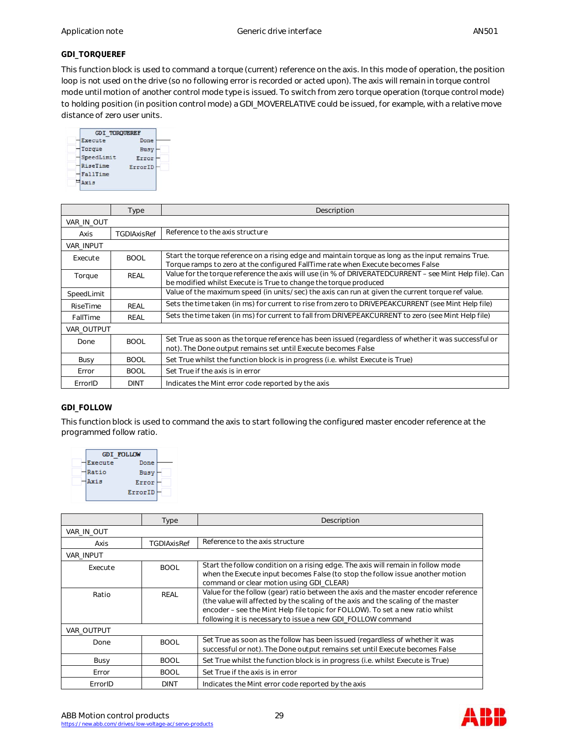### GDI_TORQUEREF

This function block is used to command a torque (current) reference on the axis. In this mode of operation, the position loop is not used on the drive (so no following error is recorded or acted upon). The axis will remain in torque control mode until motion of another control mode type is issued. To switch from zero torque operation (torque control mode) to holding position (in position control mode) a GDI_MOVERELATIVE could be issued, for example, with a relative move distance of zero user units.

```
      GDI_TORQUEREF
 -Execute        Done-
 -Torque         Busy-
 -SpeedLimit    Error-
 -RiseTime    ErrorID-
 -FallTime
 -Axis
```

| | Type | Description |
|---|---|---|
| VAR_IN_OUT | | |
| Axis | TGDIAxisRef | Reference to the axis structure |
| VAR_INPUT | | |
| Execute | BOOL | Start the torque reference on a rising edge and maintain torque as long as the input remains True. Torque ramps to zero at the configured FallTime rate when Execute becomes False |
| Torque | REAL | Value for the torque reference the axis will use (in % of DRIVERATEDCURRENT – see Mint Help file). Can be modified whilst Execute is True to change the torque produced |
| SpeedLimit | | Value of the maximum speed (in units/sec) the axis can run at given the current torque ref value. |
| RiseTime | REAL | Sets the time taken (in ms) for current to rise from zero to DRIVEPEAKCURRENT (see Mint Help file) |
| FallTime | REAL | Sets the time taken (in ms) for current to fall from DRIVEPEAKCURRENT to zero (see Mint Help file) |
| VAR_OUTPUT | | |
| Done | BOOL | Set True as soon as the torque reference has been issued (regardless of whether it was successful or not). The Done output remains set until Execute becomes False |
| Busy | BOOL | Set True whilst the function block is in progress (i.e. whilst Execute is True) |
| Error | BOOL | Set True if the axis is in error |
| ErrorID | DINT | Indicates the Mint error code reported by the axis |

### GDI_FOLLOW

This function block is used to command the axis to start following the configured master encoder reference at the programmed follow ratio.

```
      GDI_FOLLOW
 -Execute      Done-
 -Ratio        Busy-
 -Axis        Error-
            ErrorID-
```

| | Type | Description |
|---|---|---|
| VAR_IN_OUT | | |
| Axis | TGDIAxisRef | Reference to the axis structure |
| VAR_INPUT | | |
| Execute | BOOL | Start the follow condition on a rising edge. The axis will remain in follow mode when the Execute input becomes False (to stop the follow issue another motion command or clear motion using GDI_CLEAR) |
| Ratio | REAL | Value for the follow (gear) ratio between the axis and the master encoder reference (the value will affected by the scaling of the axis and the scaling of the master encoder – see the Mint Help file topic for FOLLOW). To set a new ratio whilst following it is necessary to issue a new GDI_FOLLOW command |
| VAR_OUTPUT | | |
| Done | BOOL | Set True as soon as the follow has been issued (regardless of whether it was successful or not). The Done output remains set until Execute becomes False |
| Busy | BOOL | Set True whilst the function block is in progress (i.e. whilst Execute is True) |
| Error | BOOL | Set True if the axis is in error |
| ErrorID | DINT | Indicates the Mint error code reported by the axis |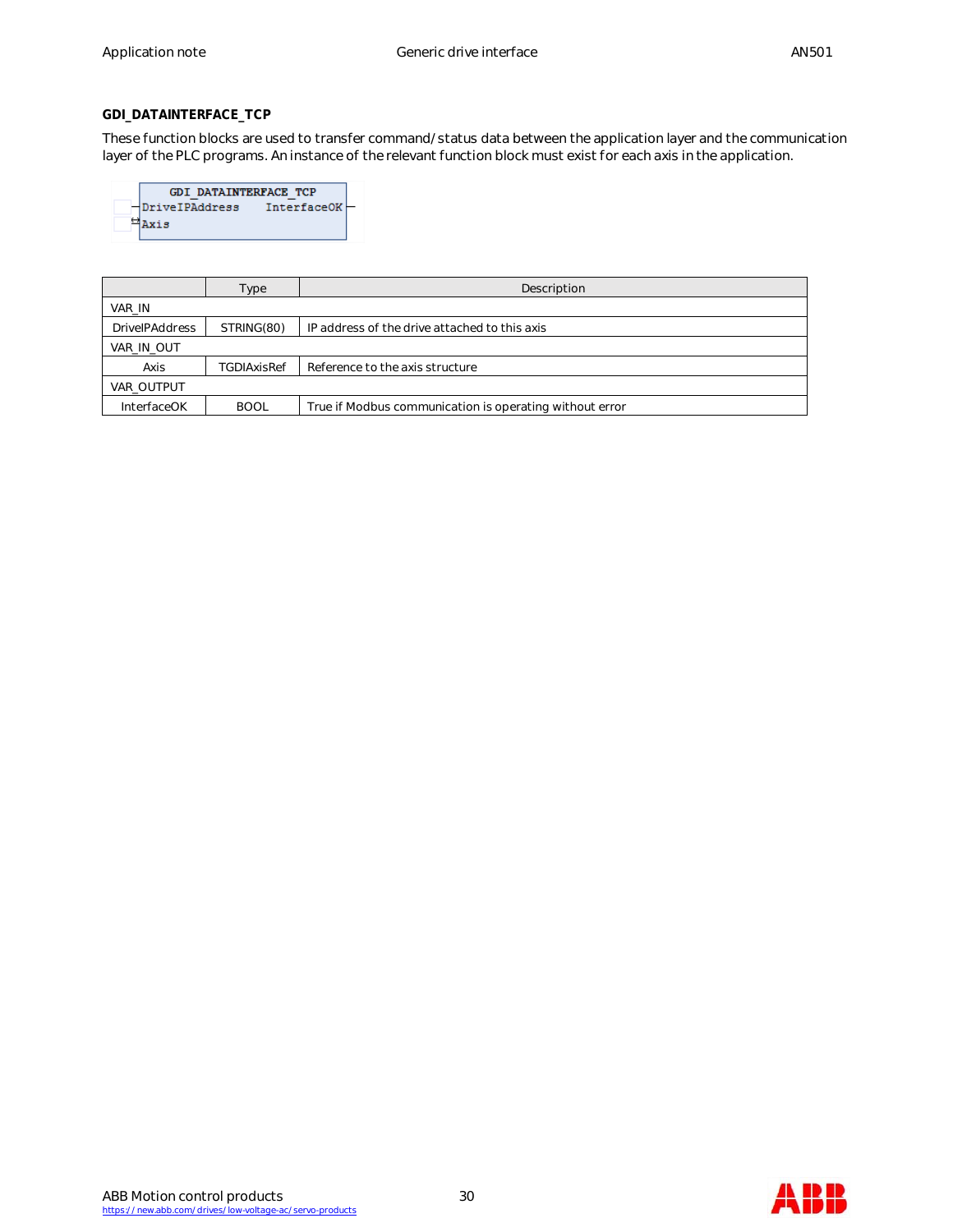### GDI_DATAINTERFACE_TCP

These function blocks are used to transfer command/status data between the application layer and the communication layer of the PLC programs. An instance of the relevant function block must exist for each axis in the application.

```
GDI_DATAINTERFACE_TCP
-DriveIPAddress    InterfaceOK-
⇆Axis
```

| | Type | Description |
|---|---|---|
| VAR_IN | | |
| DriveIPAddress | STRING(80) | IP address of the drive attached to this axis |
| VAR_IN_OUT | | |
| Axis | TGDIAxisRef | Reference to the axis structure |
| VAR_OUTPUT | | |
| InterfaceOK | BOOL | True if Modbus communication is operating without error |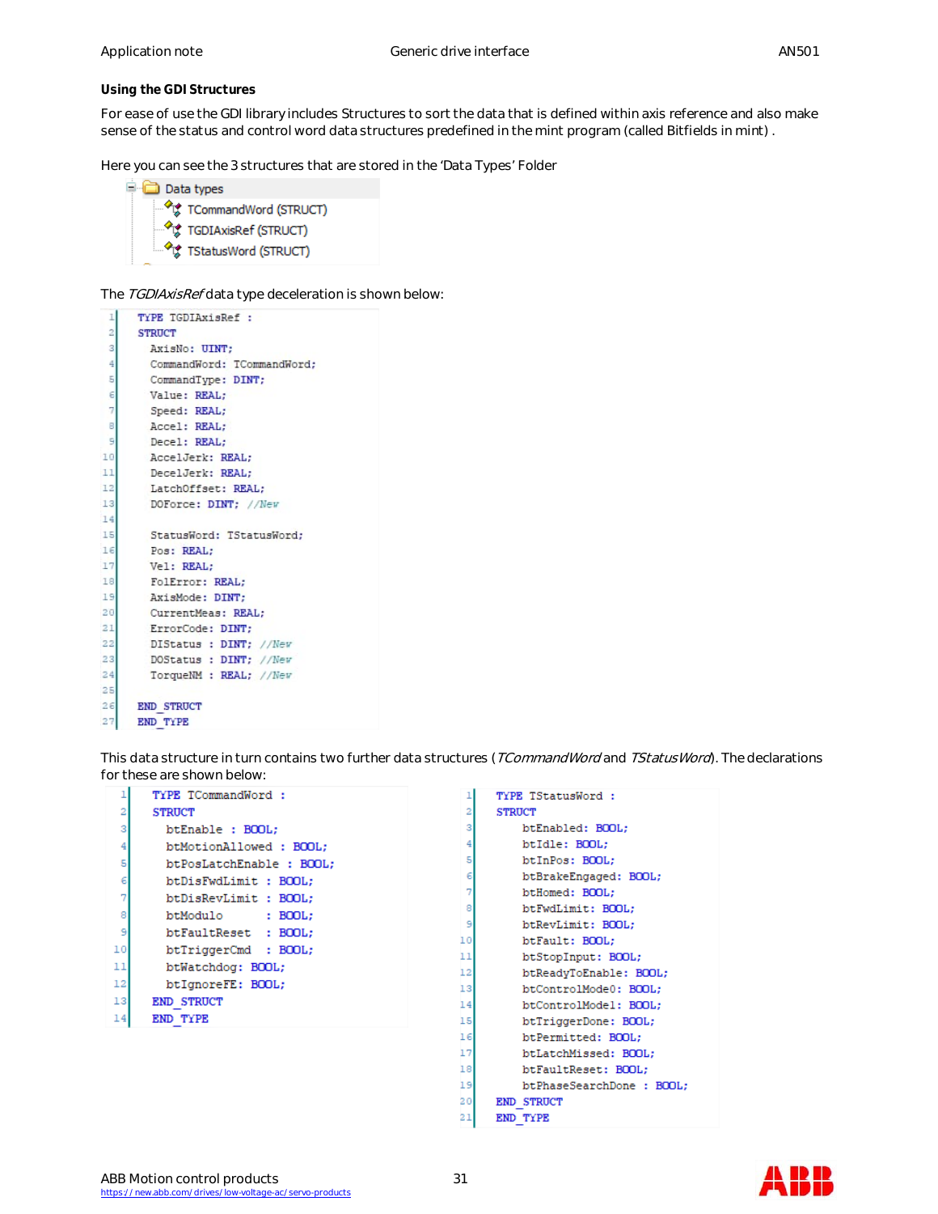**Using the GDI Structures**

For ease of use the GDI library includes Structures to sort the data that is defined within axis reference and also make sense of the status and control word data structures predefined in the mint program (called Bitfields in mint) .

Here you can see the 3 structures that are stored in the 'Data Types' Folder

```
Data types
    TCommandWord (STRUCT)
    TGDIAxisRef (STRUCT)
    TStatusWord (STRUCT)
```

The *TGDIAxisRef* data type deceleration is shown below:

```
TYPE TGDIAxisRef :
STRUCT
  AxisNo: UINT;
  CommandWord: TCommandWord;
  CommandType: DINT;
  Value: REAL;
  Speed: REAL;
  Accel: REAL;
  Decel: REAL;
  AccelJerk: REAL;
  DecelJerk: REAL;
  LatchOffset: REAL;
  DOForce: DINT; //New

  StatusWord: TStatusWord;
  Pos: REAL;
  Vel: REAL;
  FolError: REAL;
  AxisMode: DINT;
  CurrentMeas: REAL;
  ErrorCode: DINT;
  DIStatus : DINT; //New
  DOStatus : DINT; //New
  TorqueNM : REAL; //New

END_STRUCT
END_TYPE
```

This data structure in turn contains two further data structures (*TCommandWord* and *TStatusWord*). The declarations for these are shown below:

```
TYPE TCommandWord :
STRUCT
  btEnable : BOOL;
  btMotionAllowed : BOOL;
  btPosLatchEnable : BOOL;
  btDisFwdLimit : BOOL;
  btDisRevLimit : BOOL;
  btModulo      : BOOL;
  btFaultReset  : BOOL;
  btTriggerCmd  : BOOL;
  btWatchdog: BOOL;
  btIgnoreFE: BOOL;
END_STRUCT
END_TYPE
```

```
TYPE TStatusWord :
STRUCT
    btEnabled: BOOL;
    btIdle: BOOL;
    btInPos: BOOL;
    btBrakeEngaged: BOOL;
    btHomed: BOOL;
    btFwdLimit: BOOL;
    btRevLimit: BOOL;
    btFault: BOOL;
    btStopInput: BOOL;
    btReadyToEnable: BOOL;
    btControlMode0: BOOL;
    btControlMode1: BOOL;
    btTriggerDone: BOOL;
    btPermitted: BOOL;
    btLatchMissed: BOOL;
    btFaultReset: BOOL;
    btPhaseSearchDone : BOOL;
END_STRUCT
END_TYPE
```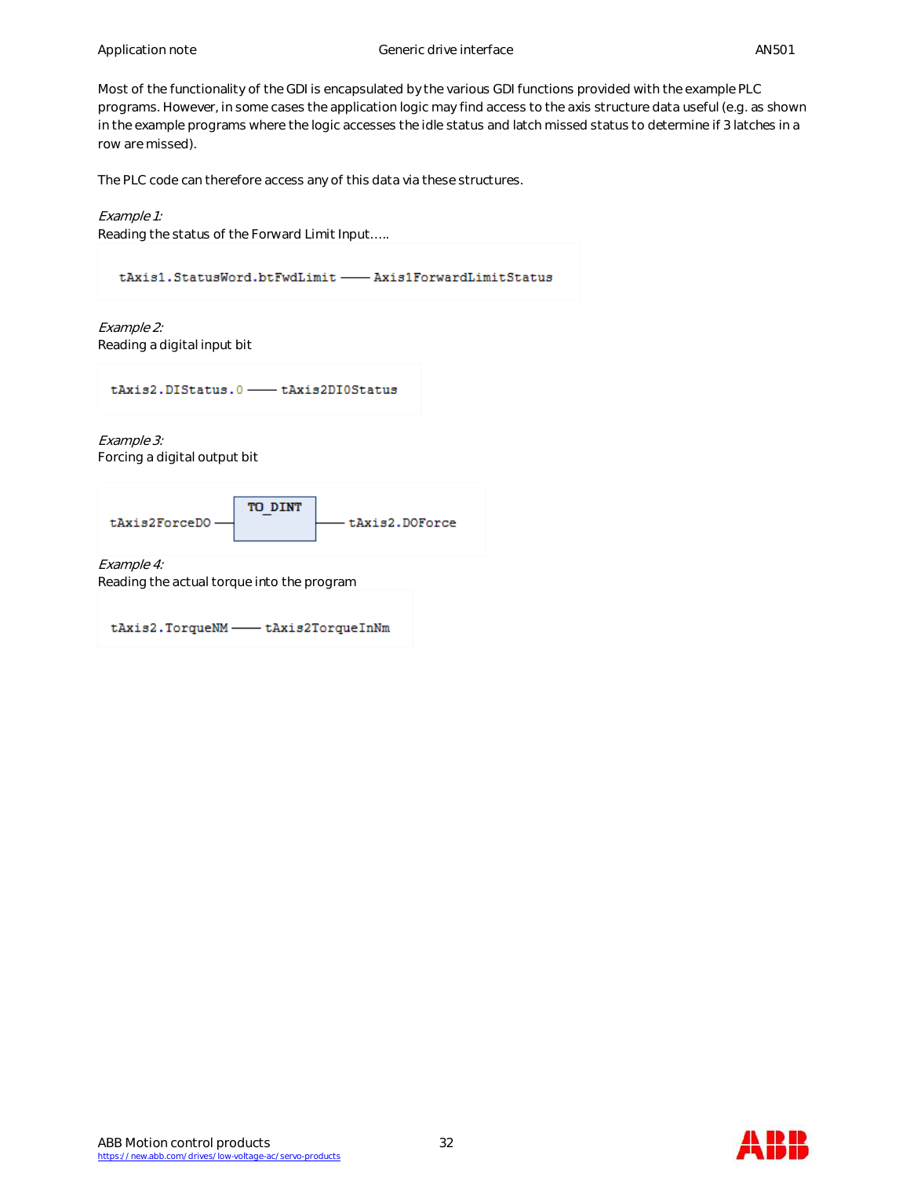Most of the functionality of the GDI is encapsulated by the various GDI functions provided with the example PLC programs. However, in some cases the application logic may find access to the axis structure data useful (e.g. as shown in the example programs where the logic accesses the idle status and latch missed status to determine if 3 latches in a row are missed).

The PLC code can therefore access any of this data via these structures.

*Example 1:*
Reading the status of the Forward Limit Input…..

```
tAxis1.StatusWord.btFwdLimit —— Axis1ForwardLimitStatus
```

*Example 2:*
Reading a digital input bit

```
tAxis2.DIStatus.0 —— tAxis2DI0Status
```

*Example 3:*
Forcing a digital output bit

```
tAxis2ForceDO —[ TO_DINT ]— tAxis2.DOForce
```

*Example 4:*
Reading the actual torque into the program

```
tAxis2.TorqueNM —— tAxis2TorqueInNm
```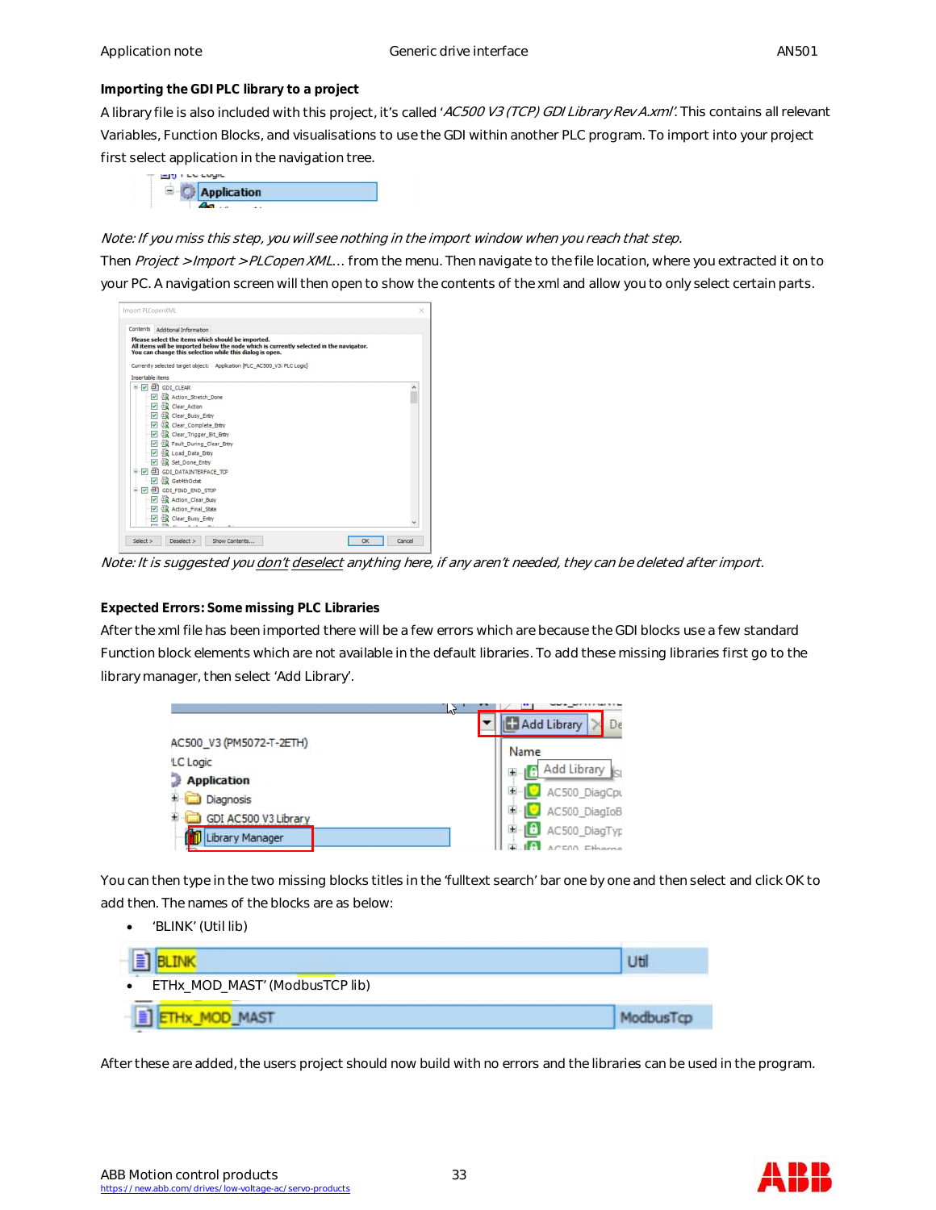**Importing the GDI PLC library to a project**

A library file is also included with this project, it's called '*AC500 V3 (TCP) GDI Library Rev A.xml*'. This contains all relevant Variables, Function Blocks, and visualisations to use the GDI within another PLC program. To import into your project first select application in the navigation tree.

*Note: If you miss this step, you will see nothing in the import window when you reach that step.*

Then *Project > Import > PLCopen XML…* from the menu. Then navigate to the file location, where you extracted it on to your PC. A navigation screen will then open to show the contents of the xml and allow you to only select certain parts.

*Note: It is suggested you don't deselect anything here, if any aren't needed, they can be deleted after import.*

**Expected Errors: Some missing PLC Libraries**

After the xml file has been imported there will be a few errors which are because the GDI blocks use a few standard Function block elements which are not available in the default libraries. To add these missing libraries first go to the library manager, then select 'Add Library'.

You can then type in the two missing blocks titles in the 'fulltext search' bar one by one and then select and click OK to add then. The names of the blocks are as below:

- 'BLINK' (Util lib)
- ETHx_MOD_MAST' (ModbusTCP lib)

After these are added, the users project should now build with no errors and the libraries can be used in the program.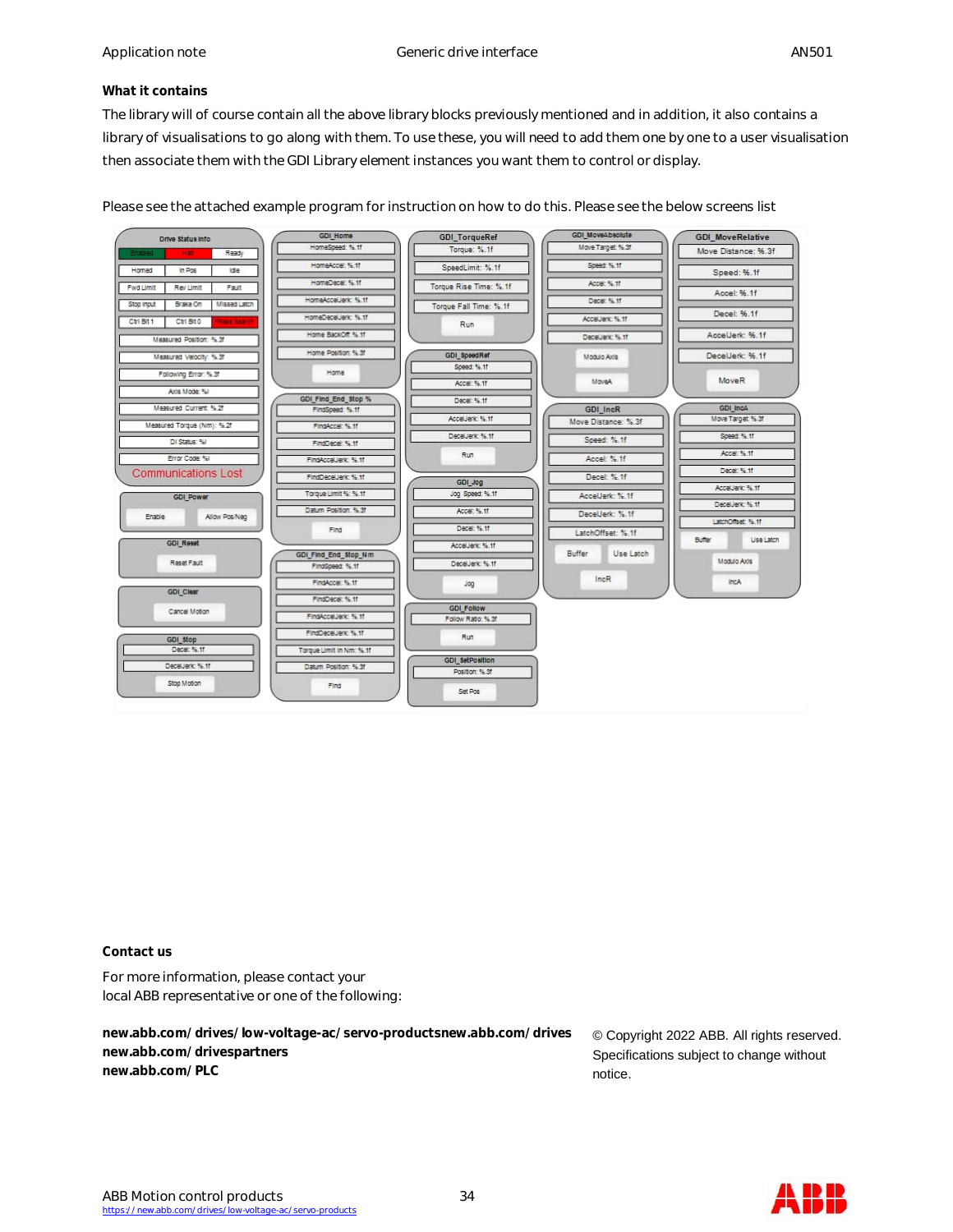### What it contains

The library will of course contain all the above library blocks previously mentioned and in addition, it also contains a library of visualisations to go along with them. To use these, you will need to add them one by one to a user visualisation then associate them with the GDI Library element instances you want them to control or display.

Please see the attached example program for instruction on how to do this. Please see the below screens list

Drive Status Info
Enabled | Halt | Ready
Homed | In Pos | Idle
Fwd Limit | Rev Limit | Fault
Stop Input | Brake On | Missed Latch
Ctrl Bit 1 | Ctrl Bit 0 | Phase Search
Measured Position: %.3f
Measured Velocity: %.3f
Following Error: %.3f
Axis Mode: %i
Measured Current: %.2f
Measured Torque (Nm): %.2f
DI Status: %i
Error Code: %i
Communications Lost

GDI_Power
Enable | Allow Pos/Neg

GDI_Reset
Reset Fault

GDI_Clear
Cancel Motion

GDI_Stop
Decel: %.1f
DecelJerk: %.1f
Stop Motion

GDI_Home
HomeSpeed: %.1f
HomeAccel: %.1f
HomeDecel: %.1f
HomeAccelJerk: %.1f
HomeDecelJerk: %.1f
Home BackOff: %.1f
Home Position: %.3f
Home

GDI_Find_End_Stop %
FindSpeed: %.1f
FindAccel: %.1f
FindDecel: %.1f
FindAccelJerk: %.1f
FindDecelJerk: %.1f
Torque Limit %: %.1f
Datum Position: %.3f
Find

GDI_Find_End_Stop_Nm
FindSpeed: %.1f
FindAccel: %.1f
FindDecel: %.1f
FindAccelJerk: %.1f
FindDecelJerk: %.1f
Torque Limit in Nm: %.1f
Datum Position: %.3f
Find

GDI_TorqueRef
Torque: %.1f
SpeedLimit: %.1f
Torque Rise Time: %.1f
Torque Fall Time: %.1f
Run

GDI_SpeedRef
Speed: %.1f
Accel: %.1f
Decel: %.1f
AccelJerk: %.1f
DecelJerk: %.1f
Run

GDI_Jog
Jog Speed: %.1f
Accel: %.1f
Decel: %.1f
AccelJerk: %.1f
DecelJerk: %.1f
Jog

GDI_Follow
Follow Ratio: %.3f
Run

GDI_SetPosition
Position: %.3f
Set Pos

GDI_MoveAbsolute
Move Target: %.3f
Speed: %.1f
Accel: %.1f
Decel: %.1f
AccelJerk: %.1f
DecelJerk: %.1f
Modulo Axis
MoveA

GDI_IncR
Move Distance: %.3f
Speed: %.1f
Accel: %.1f
Decel: %.1f
AccelJerk: %.1f
DecelJerk: %.1f
LatchOffset: %.1f
Buffer | Use Latch
IncR

GDI_MoveRelative
Move Distance: %.3f
Speed: %.1f
Accel: %.1f
Decel: %.1f
AccelJerk: %.1f
DecelJerk: %.1f
MoveR

GDI_IncA
Move Target: %.3f
Speed: %.1f
Accel: %.1f
Decel: %.1f
AccelJerk: %.1f
DecelJerk: %.1f
LatchOffset: %.1f
Buffer | Use Latch
Modulo Axis
IncA

### Contact us

For more information, please contact your
local ABB representative or one of the following:

**new.abb.com/drives/low-voltage-ac/servo-productsnew.abb.com/drives**
**new.abb.com/drivespartners**
**new.abb.com/PLC**

© Copyright 2022 ABB. All rights reserved.
Specifications subject to change without notice.